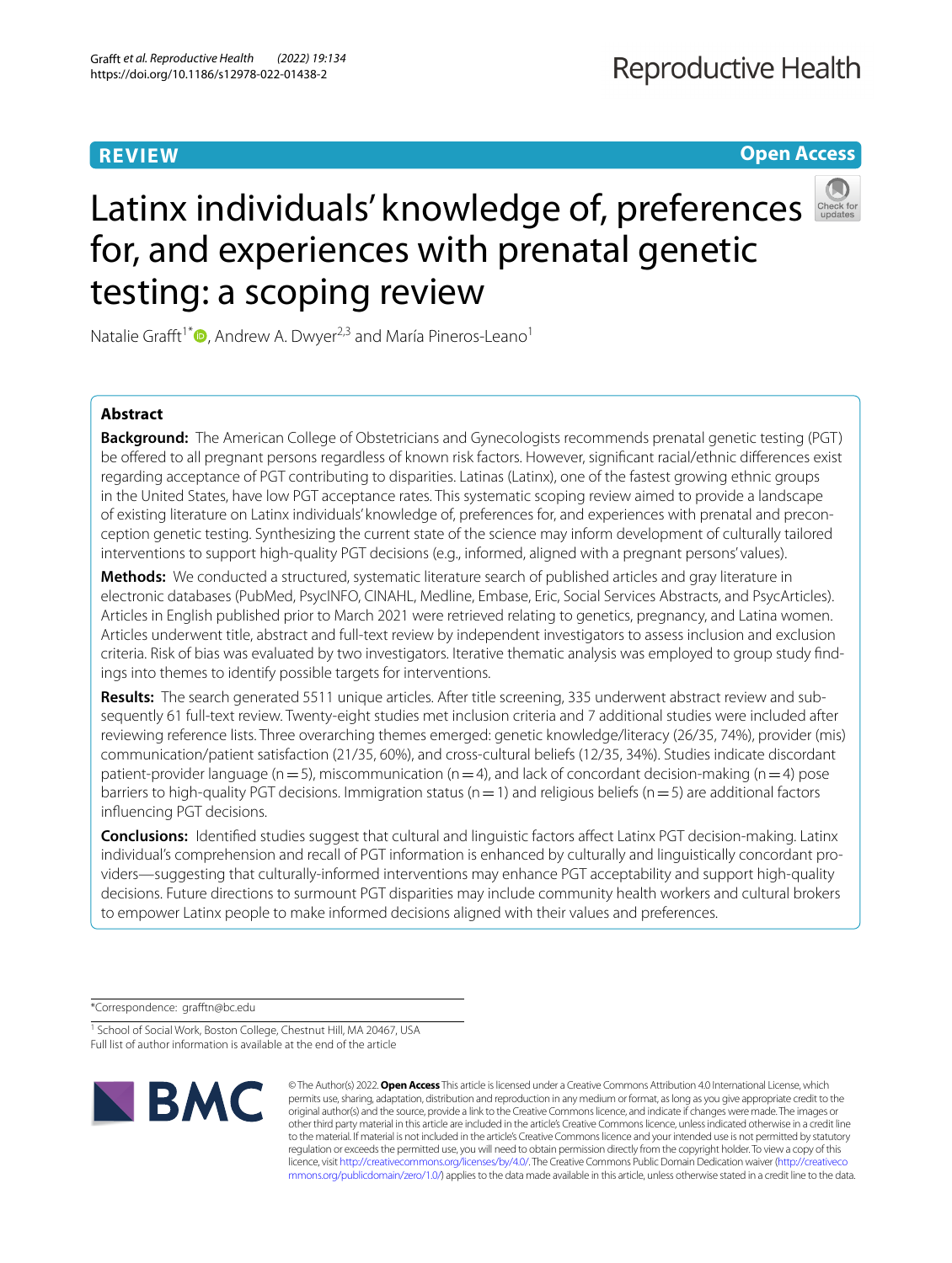REVIEW

Open Access

# Latinx individuals' knowledge of, preferences for, and experiences with prenatal genetic testing: a scoping review

Natalie Grafft[1*], Andrew A. Dwyer[2,3] and María Pineros-Leano[1]

## Abstract

**Background:** The American College of Obstetricians and Gynecologists recommends prenatal genetic testing (PGT) be offered to all pregnant persons regardless of known risk factors. However, significant racial/ethnic differences exist regarding acceptance of PGT contributing to disparities. Latinas (Latinx), one of the fastest growing ethnic groups in the United States, have low PGT acceptance rates. This systematic scoping review aimed to provide a landscape of existing literature on Latinx individuals' knowledge of, preferences for, and experiences with prenatal and preconception genetic testing. Synthesizing the current state of the science may inform development of culturally tailored interventions to support high-quality PGT decisions (e.g., informed, aligned with a pregnant persons' values).

**Methods:** We conducted a structured, systematic literature search of published articles and gray literature in electronic databases (PubMed, PsycINFO, CINAHL, Medline, Embase, Eric, Social Services Abstracts, and PsycArticles). Articles in English published prior to March 2021 were retrieved relating to genetics, pregnancy, and Latina women. Articles underwent title, abstract and full-text review by independent investigators to assess inclusion and exclusion criteria. Risk of bias was evaluated by two investigators. Iterative thematic analysis was employed to group study findings into themes to identify possible targets for interventions.

**Results:** The search generated 5511 unique articles. After title screening, 335 underwent abstract review and subsequently 61 full-text review. Twenty-eight studies met inclusion criteria and 7 additional studies were included after reviewing reference lists. Three overarching themes emerged: genetic knowledge/literacy (26/35, 74%), provider (mis) communication/patient satisfaction (21/35, 60%), and cross-cultural beliefs (12/35, 34%). Studies indicate discordant patient-provider language (n = 5), miscommunication (n = 4), and lack of concordant decision-making (n = 4) pose barriers to high-quality PGT decisions. Immigration status (n = 1) and religious beliefs (n = 5) are additional factors influencing PGT decisions.

**Conclusions:** Identified studies suggest that cultural and linguistic factors affect Latinx PGT decision-making. Latinx individual's comprehension and recall of PGT information is enhanced by culturally and linguistically concordant providers—suggesting that culturally-informed interventions may enhance PGT acceptability and support high-quality decisions. Future directions to surmount PGT disparities may include community health workers and cultural brokers to empower Latinx people to make informed decisions aligned with their values and preferences.

*Correspondence: grafftn@bc.edu

[1] School of Social Work, Boston College, Chestnut Hill, MA 20467, USA

Full list of author information is available at the end of the article

© The Author(s) 2022. **Open Access** This article is licensed under a Creative Commons Attribution 4.0 International License, which permits use, sharing, adaptation, distribution and reproduction in any medium or format, as long as you give appropriate credit to the original author(s) and the source, provide a link to the Creative Commons licence, and indicate if changes were made. The images or other third party material in this article are included in the article's Creative Commons licence, unless indicated otherwise in a credit line to the material. If material is not included in the article's Creative Commons licence and your intended use is not permitted by statutory regulation or exceeds the permitted use, you will need to obtain permission directly from the copyright holder. To view a copy of this licence, visit http://creativecommons.org/licenses/by/4.0/. The Creative Commons Public Domain Dedication waiver (http://creativecommons.org/publicdomain/zero/1.0/) applies to the data made available in this article, unless otherwise stated in a credit line to the data.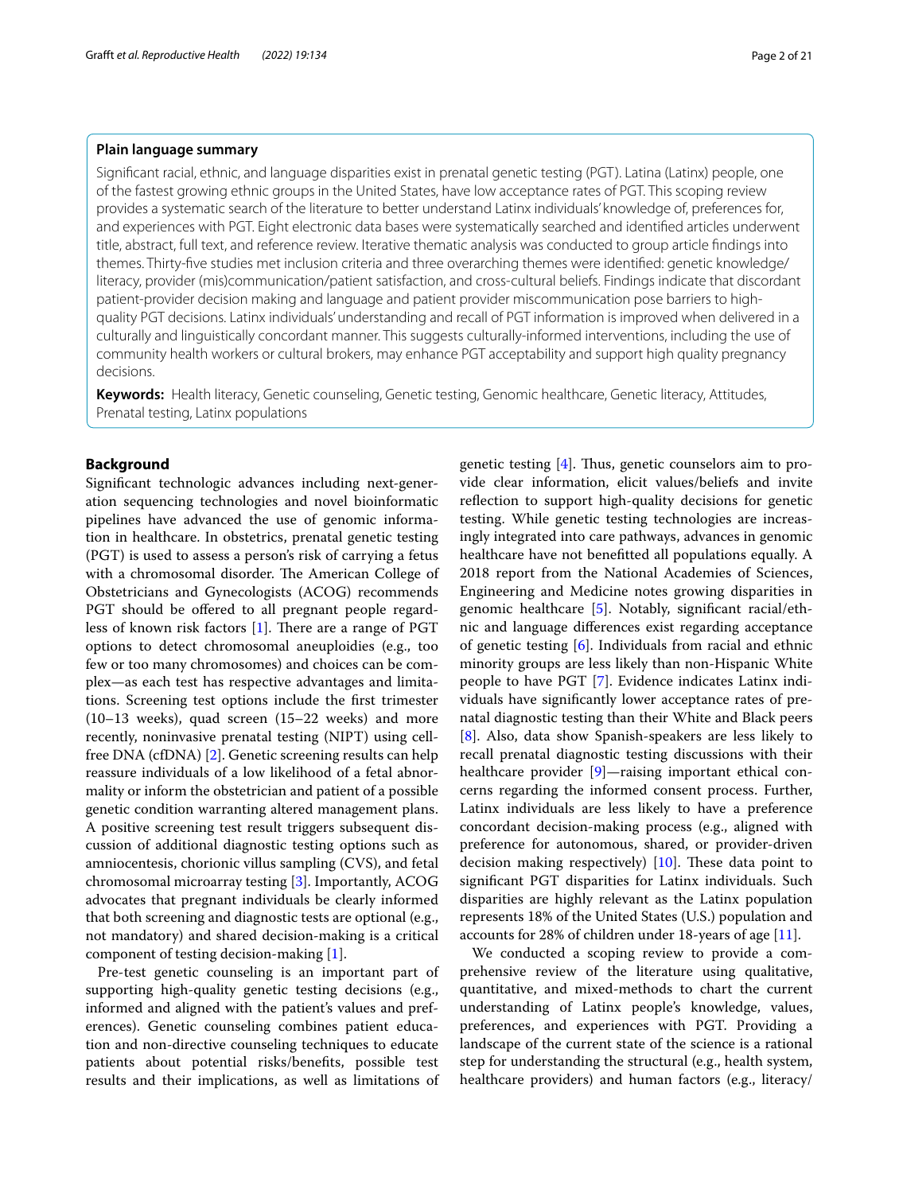**Plain language summary**

Significant racial, ethnic, and language disparities exist in prenatal genetic testing (PGT). Latina (Latinx) people, one of the fastest growing ethnic groups in the United States, have low acceptance rates of PGT. This scoping review provides a systematic search of the literature to better understand Latinx individuals' knowledge of, preferences for, and experiences with PGT. Eight electronic data bases were systematically searched and identified articles underwent title, abstract, full text, and reference review. Iterative thematic analysis was conducted to group article findings into themes. Thirty-five studies met inclusion criteria and three overarching themes were identified: genetic knowledge/literacy, provider (mis)communication/patient satisfaction, and cross-cultural beliefs. Findings indicate that discordant patient-provider decision making and language and patient provider miscommunication pose barriers to high-quality PGT decisions. Latinx individuals' understanding and recall of PGT information is improved when delivered in a culturally and linguistically concordant manner. This suggests culturally-informed interventions, including the use of community health workers or cultural brokers, may enhance PGT acceptability and support high quality pregnancy decisions.

**Keywords:** Health literacy, Genetic counseling, Genetic testing, Genomic healthcare, Genetic literacy, Attitudes, Prenatal testing, Latinx populations

## Background

Significant technologic advances including next-generation sequencing technologies and novel bioinformatic pipelines have advanced the use of genomic information in healthcare. In obstetrics, prenatal genetic testing (PGT) is used to assess a person's risk of carrying a fetus with a chromosomal disorder. The American College of Obstetricians and Gynecologists (ACOG) recommends PGT should be offered to all pregnant people regardless of known risk factors [1]. There are a range of PGT options to detect chromosomal aneuploidies (e.g., too few or too many chromosomes) and choices can be complex—as each test has respective advantages and limitations. Screening test options include the first trimester (10–13 weeks), quad screen (15–22 weeks) and more recently, noninvasive prenatal testing (NIPT) using cell-free DNA (cfDNA) [2]. Genetic screening results can help reassure individuals of a low likelihood of a fetal abnormality or inform the obstetrician and patient of a possible genetic condition warranting altered management plans. A positive screening test result triggers subsequent discussion of additional diagnostic testing options such as amniocentesis, chorionic villus sampling (CVS), and fetal chromosomal microarray testing [3]. Importantly, ACOG advocates that pregnant individuals be clearly informed that both screening and diagnostic tests are optional (e.g., not mandatory) and shared decision-making is a critical component of testing decision-making [1].

Pre-test genetic counseling is an important part of supporting high-quality genetic testing decisions (e.g., informed and aligned with the patient's values and preferences). Genetic counseling combines patient education and non-directive counseling techniques to educate patients about potential risks/benefits, possible test results and their implications, as well as limitations of genetic testing [4]. Thus, genetic counselors aim to provide clear information, elicit values/beliefs and invite reflection to support high-quality decisions for genetic testing. While genetic testing technologies are increasingly integrated into care pathways, advances in genomic healthcare have not benefitted all populations equally. A 2018 report from the National Academies of Sciences, Engineering and Medicine notes growing disparities in genomic healthcare [5]. Notably, significant racial/ethnic and language differences exist regarding acceptance of genetic testing [6]. Individuals from racial and ethnic minority groups are less likely than non-Hispanic White people to have PGT [7]. Evidence indicates Latinx individuals have significantly lower acceptance rates of prenatal diagnostic testing than their White and Black peers [8]. Also, data show Spanish-speakers are less likely to recall prenatal diagnostic testing discussions with their healthcare provider [9]—raising important ethical concerns regarding the informed consent process. Further, Latinx individuals are less likely to have a preference concordant decision-making process (e.g., aligned with preference for autonomous, shared, or provider-driven decision making respectively) [10]. These data point to significant PGT disparities for Latinx individuals. Such disparities are highly relevant as the Latinx population represents 18% of the United States (U.S.) population and accounts for 28% of children under 18-years of age [11].

We conducted a scoping review to provide a comprehensive review of the literature using qualitative, quantitative, and mixed-methods to chart the current understanding of Latinx people's knowledge, values, preferences, and experiences with PGT. Providing a landscape of the current state of the science is a rational step for understanding the structural (e.g., health system, healthcare providers) and human factors (e.g., literacy/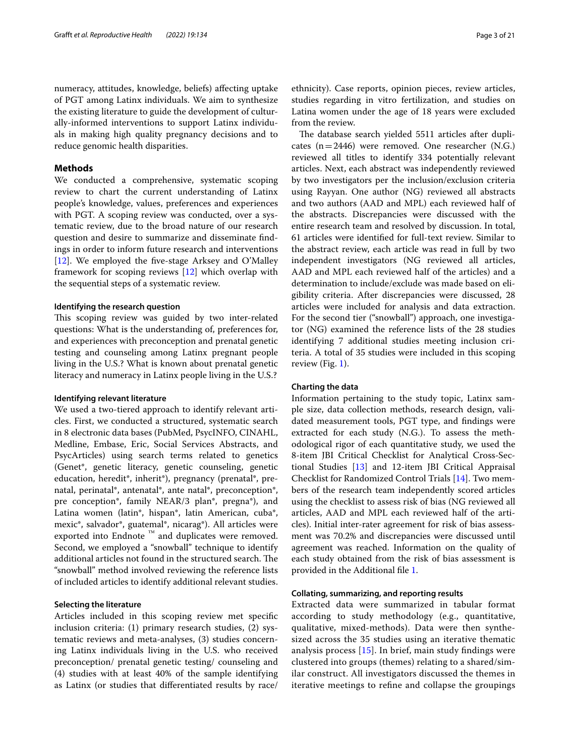numeracy, attitudes, knowledge, beliefs) affecting uptake of PGT among Latinx individuals. We aim to synthesize the existing literature to guide the development of culturally-informed interventions to support Latinx individuals in making high quality pregnancy decisions and to reduce genomic health disparities.

## Methods

We conducted a comprehensive, systematic scoping review to chart the current understanding of Latinx people's knowledge, values, preferences and experiences with PGT. A scoping review was conducted, over a systematic review, due to the broad nature of our research question and desire to summarize and disseminate findings in order to inform future research and interventions [12]. We employed the five-stage Arksey and O'Malley framework for scoping reviews [12] which overlap with the sequential steps of a systematic review.

### Identifying the research question

This scoping review was guided by two inter-related questions: What is the understanding of, preferences for, and experiences with preconception and prenatal genetic testing and counseling among Latinx pregnant people living in the U.S.? What is known about prenatal genetic literacy and numeracy in Latinx people living in the U.S.?

### Identifying relevant literature

We used a two-tiered approach to identify relevant articles. First, we conducted a structured, systematic search in 8 electronic data bases (PubMed, PsycINFO, CINAHL, Medline, Embase, Eric, Social Services Abstracts, and PsycArticles) using search terms related to genetics (Genet*, genetic literacy, genetic counseling, genetic education, heredit*, inherit*), pregnancy (prenatal*, pre-natal, perinatal*, antenatal*, ante natal*, preconception*, pre conception*, family NEAR/3 plan*, pregna*), and Latina women (latin*, hispan*, latin American, cuba*, mexic*, salvador*, guatemal*, nicarag*). All articles were exported into Endnote ™ and duplicates were removed. Second, we employed a "snowball" technique to identify additional articles not found in the structured search. The "snowball" method involved reviewing the reference lists of included articles to identify additional relevant studies.

### Selecting the literature

Articles included in this scoping review met specific inclusion criteria: (1) primary research studies, (2) systematic reviews and meta-analyses, (3) studies concerning Latinx individuals living in the U.S. who received preconception/ prenatal genetic testing/ counseling and (4) studies with at least 40% of the sample identifying as Latinx (or studies that differentiated results by race/ethnicity). Case reports, opinion pieces, review articles, studies regarding in vitro fertilization, and studies on Latina women under the age of 18 years were excluded from the review.

The database search yielded 5511 articles after duplicates (n = 2446) were removed. One researcher (N.G.) reviewed all titles to identify 334 potentially relevant articles. Next, each abstract was independently reviewed by two investigators per the inclusion/exclusion criteria using Rayyan. One author (NG) reviewed all abstracts and two authors (AAD and MPL) each reviewed half of the abstracts. Discrepancies were discussed with the entire research team and resolved by discussion. In total, 61 articles were identified for full-text review. Similar to the abstract review, each article was read in full by two independent investigators (NG reviewed all articles, AAD and MPL each reviewed half of the articles) and a determination to include/exclude was made based on eligibility criteria. After discrepancies were discussed, 28 articles were included for analysis and data extraction. For the second tier ("snowball") approach, one investigator (NG) examined the reference lists of the 28 studies identifying 7 additional studies meeting inclusion criteria. A total of 35 studies were included in this scoping review (Fig. 1).

### Charting the data

Information pertaining to the study topic, Latinx sample size, data collection methods, research design, validated measurement tools, PGT type, and findings were extracted for each study (N.G.). To assess the methodological rigor of each quantitative study, we used the 8-item JBI Critical Checklist for Analytical Cross-Sectional Studies [13] and 12-item JBI Critical Appraisal Checklist for Randomized Control Trials [14]. Two members of the research team independently scored articles using the checklist to assess risk of bias (NG reviewed all articles, AAD and MPL each reviewed half of the articles). Initial inter-rater agreement for risk of bias assessment was 70.2% and discrepancies were discussed until agreement was reached. Information on the quality of each study obtained from the risk of bias assessment is provided in the Additional file 1.

### Collating, summarizing, and reporting results

Extracted data were summarized in tabular format according to study methodology (e.g., quantitative, qualitative, mixed-methods). Data were then synthesized across the 35 studies using an iterative thematic analysis process [15]. In brief, main study findings were clustered into groups (themes) relating to a shared/similar construct. All investigators discussed the themes in iterative meetings to refine and collapse the groupings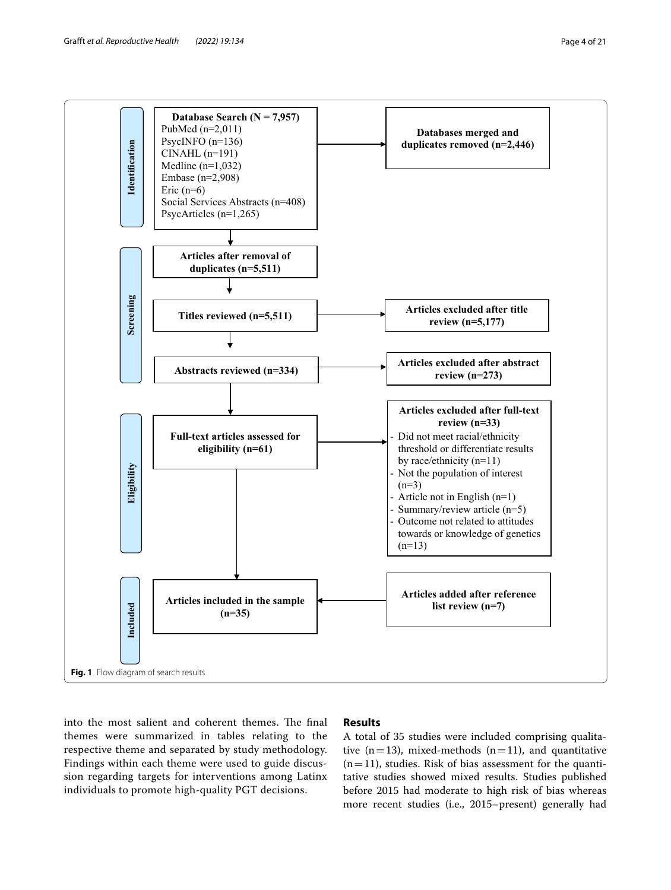**Identification**

**Database Search (N = 7,957)**
PubMed (n=2,011)
PsycINFO (n=136)
CINAHL (n=191)
Medline (n=1,032)
Embase (n=2,908)
Eric (n=6)
Social Services Abstracts (n=408)
PsycArticles (n=1,265)

**Databases merged and duplicates removed (n=2,446)**

**Screening**

**Articles after removal of duplicates (n=5,511)**

**Titles reviewed (n=5,511)**

**Articles excluded after title review (n=5,177)**

**Abstracts reviewed (n=334)**

**Articles excluded after abstract review (n=273)**

**Eligibility**

**Full-text articles assessed for eligibility (n=61)**

**Articles excluded after full-text review (n=33)**
- Did not meet racial/ethnicity threshold or differentiate results by race/ethnicity (n=11)
- Not the population of interest (n=3)
- Article not in English (n=1)
- Summary/review article (n=5)
- Outcome not related to attitudes towards or knowledge of genetics (n=13)

**Included**

**Articles included in the sample (n=35)**

**Articles added after reference list review (n=7)**

**Fig. 1** Flow diagram of search results

into the most salient and coherent themes. The final themes were summarized in tables relating to the respective theme and separated by study methodology. Findings within each theme were used to guide discussion regarding targets for interventions among Latinx individuals to promote high-quality PGT decisions.

## Results

A total of 35 studies were included comprising qualitative (n = 13), mixed-methods (n = 11), and quantitative (n = 11), studies. Risk of bias assessment for the quantitative studies showed mixed results. Studies published before 2015 had moderate to high risk of bias whereas more recent studies (i.e., 2015–present) generally had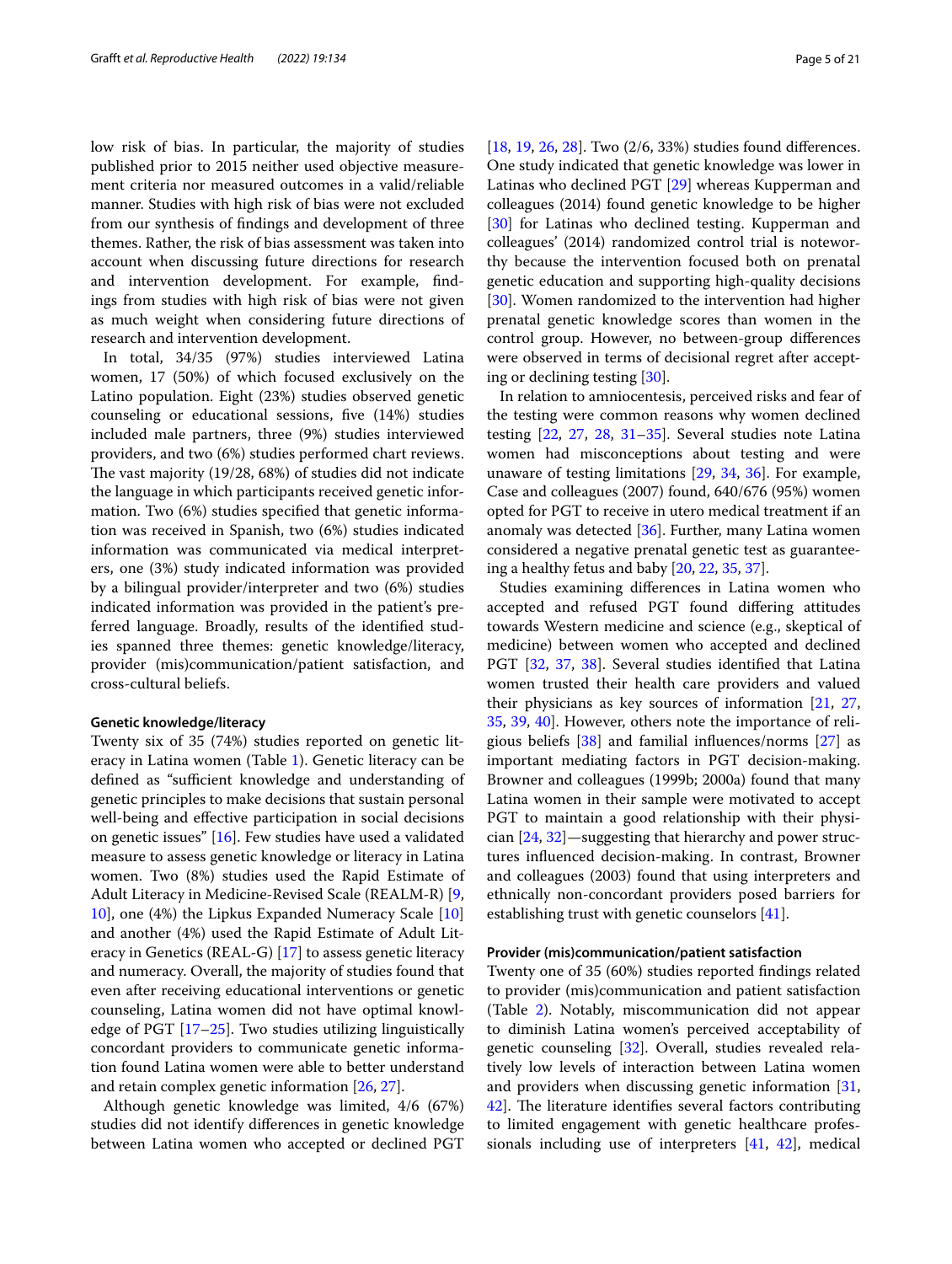low risk of bias. In particular, the majority of studies published prior to 2015 neither used objective measurement criteria nor measured outcomes in a valid/reliable manner. Studies with high risk of bias were not excluded from our synthesis of findings and development of three themes. Rather, the risk of bias assessment was taken into account when discussing future directions for research and intervention development. For example, findings from studies with high risk of bias were not given as much weight when considering future directions of research and intervention development.

In total, 34/35 (97%) studies interviewed Latina women, 17 (50%) of which focused exclusively on the Latino population. Eight (23%) studies observed genetic counseling or educational sessions, five (14%) studies included male partners, three (9%) studies interviewed providers, and two (6%) studies performed chart reviews. The vast majority (19/28, 68%) of studies did not indicate the language in which participants received genetic information. Two (6%) studies specified that genetic information was received in Spanish, two (6%) studies indicated information was communicated via medical interpreters, one (3%) study indicated information was provided by a bilingual provider/interpreter and two (6%) studies indicated information was provided in the patient's preferred language. Broadly, results of the identified studies spanned three themes: genetic knowledge/literacy, provider (mis)communication/patient satisfaction, and cross-cultural beliefs.

#### Genetic knowledge/literacy

Twenty six of 35 (74%) studies reported on genetic literacy in Latina women (Table 1). Genetic literacy can be defined as "sufficient knowledge and understanding of genetic principles to make decisions that sustain personal well-being and effective participation in social decisions on genetic issues" [16]. Few studies have used a validated measure to assess genetic knowledge or literacy in Latina women. Two (8%) studies used the Rapid Estimate of Adult Literacy in Medicine-Revised Scale (REALM-R) [9, 10], one (4%) the Lipkus Expanded Numeracy Scale [10] and another (4%) used the Rapid Estimate of Adult Literacy in Genetics (REAL-G) [17] to assess genetic literacy and numeracy. Overall, the majority of studies found that even after receiving educational interventions or genetic counseling, Latina women did not have optimal knowledge of PGT [17–25]. Two studies utilizing linguistically concordant providers to communicate genetic information found Latina women were able to better understand and retain complex genetic information [26, 27].

Although genetic knowledge was limited, 4/6 (67%) studies did not identify differences in genetic knowledge between Latina women who accepted or declined PGT [18, 19, 26, 28]. Two (2/6, 33%) studies found differences. One study indicated that genetic knowledge was lower in Latinas who declined PGT [29] whereas Kupperman and colleagues (2014) found genetic knowledge to be higher [30] for Latinas who declined testing. Kupperman and colleagues' (2014) randomized control trial is noteworthy because the intervention focused both on prenatal genetic education and supporting high-quality decisions [30]. Women randomized to the intervention had higher prenatal genetic knowledge scores than women in the control group. However, no between-group differences were observed in terms of decisional regret after accepting or declining testing [30].

In relation to amniocentesis, perceived risks and fear of the testing were common reasons why women declined testing [22, 27, 28, 31–35]. Several studies note Latina women had misconceptions about testing and were unaware of testing limitations [29, 34, 36]. For example, Case and colleagues (2007) found, 640/676 (95%) women opted for PGT to receive in utero medical treatment if an anomaly was detected [36]. Further, many Latina women considered a negative prenatal genetic test as guaranteeing a healthy fetus and baby [20, 22, 35, 37].

Studies examining differences in Latina women who accepted and refused PGT found differing attitudes towards Western medicine and science (e.g., skeptical of medicine) between women who accepted and declined PGT [32, 37, 38]. Several studies identified that Latina women trusted their health care providers and valued their physicians as key sources of information [21, 27, 35, 39, 40]. However, others note the importance of religious beliefs [38] and familial influences/norms [27] as important mediating factors in PGT decision-making. Browner and colleagues (1999b; 2000a) found that many Latina women in their sample were motivated to accept PGT to maintain a good relationship with their physician [24, 32]—suggesting that hierarchy and power structures influenced decision-making. In contrast, Browner and colleagues (2003) found that using interpreters and ethnically non-concordant providers posed barriers for establishing trust with genetic counselors [41].

#### Provider (mis)communication/patient satisfaction

Twenty one of 35 (60%) studies reported findings related to provider (mis)communication and patient satisfaction (Table 2). Notably, miscommunication did not appear to diminish Latina women's perceived acceptability of genetic counseling [32]. Overall, studies revealed relatively low levels of interaction between Latina women and providers when discussing genetic information [31, 42]. The literature identifies several factors contributing to limited engagement with genetic healthcare professionals including use of interpreters [41, 42], medical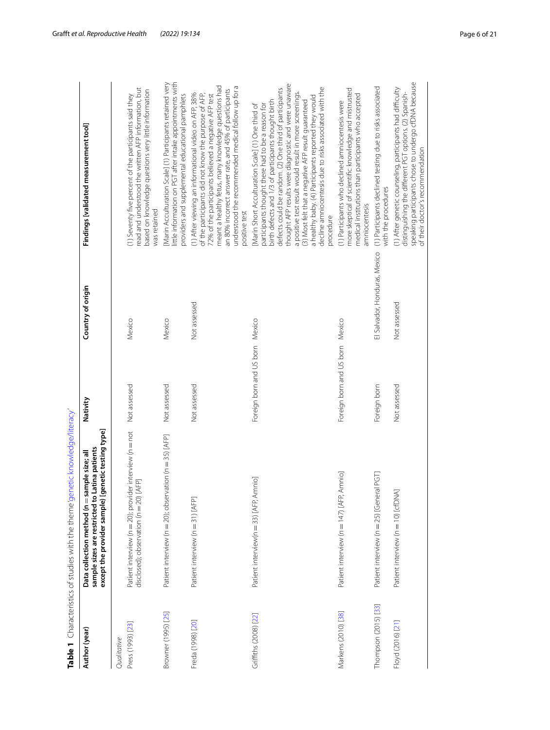**Table 1** Characteristics of studies with the theme 'genetic knowledge/literacy'

| Author (year) | Data collection method (n = sample size; all sample sizes are restricted to Latina patients except the provider sample) [genetic testing type] | Nativity | Country of origin | Findings [validated measurement tool] |
|---|---|---|---|---|
| *Qualitative* | | | | |
| Press (1993) [23] | Patient interview (n = 20); provider interview (n = not disclosed); observation (n = 20) [AFP] | Not assessed | Mexico | (1) Seventy five percent of the participants said they read and understood the written AFP information, but based on knowledge questions very little information was retained |
| Browner (1995) [25] | Patient interview (n = 20); observation (n = 35) [AFP] | Not assessed | Mexico | [Marin Acculturation Scale] (1) Participants retained very little information on PGT after intake appointments with providers and supplemental educational pamphlets |
| Freda (1998) [20] | Patient interview (n = 31) [AFP] | Not assessed | Not assessed | (1) After viewing an informational video on AFP, 38% of the participants did not know the purpose of AFP, 72% of the participants believed a negative AFP test meant a healthy fetus, many knowledge questions had an 80% incorrect answer rate, and 45% of participants understood the recommended medical follow up for a positive test |
| Griffiths (2008) [22] | Patient interview(n = 33) [AFP, Amnio] | Foreign born and US born | Mexico | [Marin Short Acculturation Scale] (1) One third of participants thought there had to be a reason for birth defects and 1/3 of participants thought birth defects could be random. (2) One third of participants thought AFP results were diagnostic and were unaware a positive test result would result in more screenings. (3) Most felt that a negative AFP result guaranteed a healthy baby. (4) Participants reported they would decline amniocentesis due to risks associated with the procedure |
| Markens (2010) [38] | Patient interview (n = 147) [AFP, Amnio] | Foreign born and US born | Mexico | (1) Participants who declined amniocentesis were more skeptical of scientific knowledge and mistrusted medical institutions than participants who accepted amniocentesis |
| Thompson (2015) [33] | Patient interview (n = 25) [General PGT] | Foreign born | El Salvador, Honduras, Mexico | (1) Participants declined testing due to risks associated with the procedures |
| Floyd (2016) [21] | Patient interview (n = 10) [cfDNA] | Not assessed | Not assessed | (1) After genetic counseling, participants had difficulty distinguishing the different PGT options. (2) Spanish-speaking participants chose to undergo cfDNA because of their doctor's recommendation |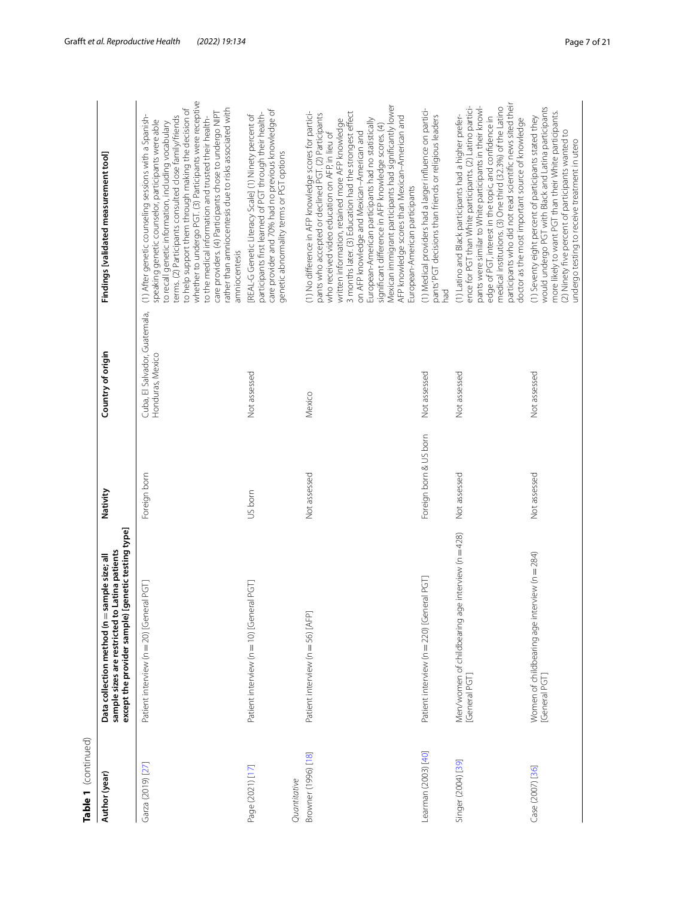**Table 1** (continued)

| Author (year) | Data collection method (n = sample size; all sample sizes are restricted to Latina patients except the provider sample) [genetic testing type] | Nativity | Country of origin | Findings [validated measurement tool] |
|---|---|---|---|---|
| Garza (2019) [27] | Patient interview (n = 20) [General PGT] | Foreign born | Cuba, El Salvador, Guatemala, Honduras, Mexico | (1) After genetic counseling sessions with a Spanish-speaking genetic counselor, participants were able to recall genetic information, including vocabulary terms. (2) Participants consulted close family/friends to help support them through making the decision of whether to undergo PGT. (3) Participants were receptive to the medical information and trusted their health-care providers. (4) Participants chose to undergo NIPT rather than amniocentesis due to risks associated with amniocentesis |
| Page (2021) [17] | Patient interview (n = 10) [General PGT] | US born | Not assessed | [REAL-G Genetic Literacy Scale] (1) Ninety percent of participants first learned of PGT through their health-care provider and 70% had no previous knowledge of genetic abnormality terms or PGT options |
| *Quantitative* | | | | |
| Browner (1996) [18] | Patient interview (n = 56) [AFP] | Not assessed | Mexico | (1) No difference in AFP knowledge scores for participants who accepted or declined PGT. (2) Participants who received video education on AFP, in lieu of written information, retained more AFP knowledge 3 months later. (3) Education had the strongest effect on AFP knowledge and Mexican–American and European-American participants had no statistically significant difference in AFP knowledge scores. (4) Mexican immigrant participants had significantly lower AFP knowledge scores than Mexican–American and European-American participants |
| Learman (2003) [40] | Patient interview (n = 220) [General PGT] | Foreign born & US born | Not assessed | (1) Medical providers had a larger influence on participants' PGT decisions than friends or religious leaders had |
| Singer (2004) [39] | Men/women of childbearing age interview (n = 428) [General PGT] | Not assessed | Not assessed | (1) Latino and Black participants had a higher preference for PGT than White participants. (2) Latino participants were similar to White participants in their knowledge of PGT, interest in the topic, and confidence in medical institutions. (3) One third (32.3%) of the Latino participants who did not read scientific news sited their doctor as the most important source of knowledge |
| Case (2007) [36] | Women of childbearing age interview (n = 284) [General PGT] | Not assessed | Not assessed | (1) Seventy eight percent of participants stated they would undergo PGT with Black and Latina participants more likely to want PGT than their White participants. (2) Ninety five percent of participants wanted to undergo testing to receive treatment in utero |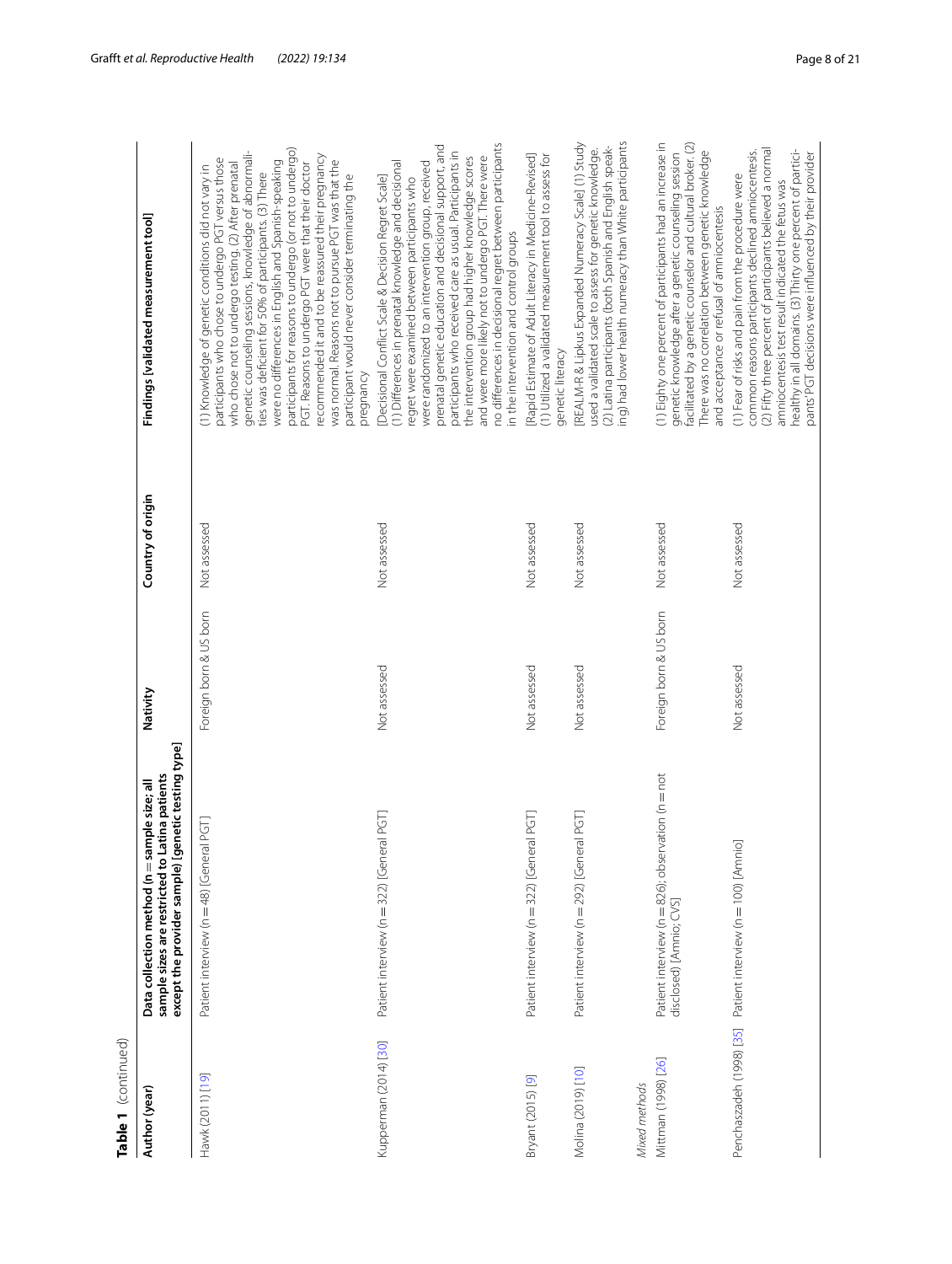**Table 1** (continued)

| Author (year) | Data collection method (n = sample size; all sample sizes are restricted to Latina patients except the provider sample) [genetic testing type] | Nativity | Country of origin | Findings [validated measurement tool] |
|---|---|---|---|---|
| Hawk (2011) [19] | Patient interview (n = 48) [General PGT] | Foreign born & US born | Not assessed | (1) Knowledge of genetic conditions did not vary in participants who chose to undergo PGT versus those who chose not to undergo testing. (2) After prenatal genetic counseling sessions, knowledge of abnormalities was deficient for 50% of participants. (3) There were no differences in English and Spanish-speaking participants for reasons to undergo (or not to undergo) PGT. Reasons to undergo PGT were that their doctor recommended it and to be reassured their pregnancy was normal. Reasons not to pursue PGT was that the participant would never consider terminating the pregnancy |
| Kupperman (2014) [30] | Patient interview (n = 322) [General PGT] | Not assessed | Not assessed | [Decisional Conflict Scale & Decision Regret Scale] (1) Differences in prenatal knowledge and decisional regret were examined between participants who were randomized to an intervention group, received prenatal genetic education and decisional support, and participants who received care as usual. Participants in the intervention group had higher knowledge scores and were more likely not to undergo PGT. There were no differences in decisional regret between participants in the intervention and control groups |
| Bryant (2015) [9] | Patient interview (n = 322) [General PGT] | Not assessed | Not assessed | [Rapid Estimate of Adult Literacy in Medicine-Revised] (1) Utilized a validated measurement tool to assess for genetic literacy |
| Molina (2019) [10] | Patient interview (n = 292) [General PGT] | Not assessed | Not assessed | [REALM-R & Lipkus Expanded Numeracy Scale] (1) Study used a validated scale to assess for genetic knowledge. (2) Latina participants (both Spanish and English speaking) had lower health numeracy than White participants |
| *Mixed methods* | | | | |
| Mittman (1998) [26] | Patient interview (n = 826); observation (n = not disclosed) [Amnio; CVS] | Foreign born & US born | Not assessed | (1) Eighty one percent of participants had an increase in genetic knowledge after a genetic counseling session facilitated by a genetic counselor and cultural broker. (2) There was no correlation between genetic knowledge and acceptance or refusal of amniocentesis |
| Penchaszadeh (1998) [35] | Patient interview (n = 100) [Amnio] | Not assessed | Not assessed | (1) Fear of risks and pain from the procedure were common reasons participants declined amniocentesis. (2) Fifty three percent of participants believed a normal amniocentesis test result indicated the fetus was healthy in all domains. (3) Thirty one percent of participants' PGT decisions were influenced by their provider |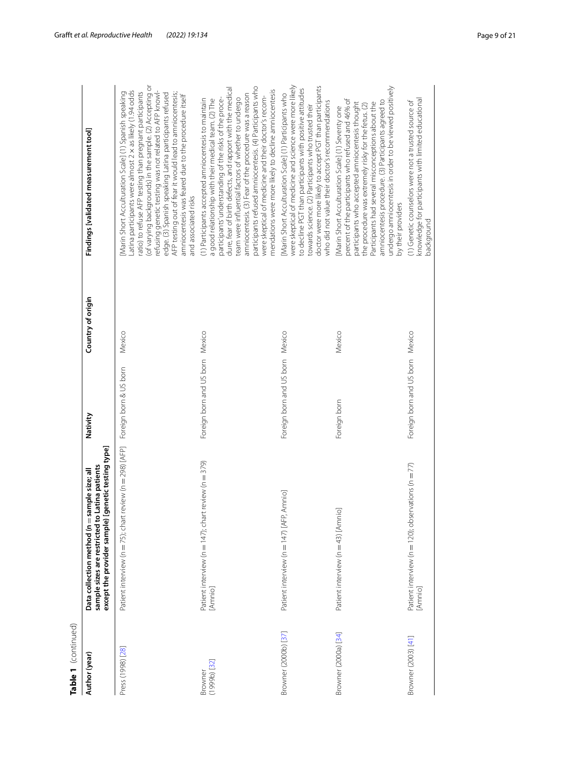**Table 1** (continued)

| Author (year) | Data collection method (n = sample size; all sample sizes are restricted to Latina patients except the provider sample) [genetic testing type] | Nativity | Country of origin | Findings [validated measurement tool] |
|---|---|---|---|---|
| Press (1998) [28] | Patient interview (n = 75); chart review (n = 298) [AFP] | Foreign born & US born | Mexico | [Marin Short Acculturation Scale] (1) Spanish speaking Latina participants were almost 2 × as likely (1.94 odds ratio) to refuse AFP testing than pregnant participants (of varying backgrounds) in the sample. (2) Accepting or refusing genetic testing was not related to AFP knowledge. (3) Spanish speaking Latina participants refused AFP testing out of fear it would lead to amniocentesis; amniocentesis was feared due to the procedure itself and associated risks |
| Browner (1999b) [32] | Patient interview (n = 147); chart review (n = 379) [Amnio] | Foreign born and US born | Mexico | (1) Participants accepted amniocentesis to maintain a good relationship with their medical team. (2) The participants understanding of the risks of the procedure, fear of birth defects, and rapport with the medical team were influential factors of whether to undergo amniocentesis. (3) Fear of the procedure was a reason participants refused amniocentesis. (4) Participants who were skeptical of medicine and their doctor's recommendations were more likely to decline amniocentesis |
| Browner (2000b) [37] | Patient interview (n = 147) [AFP, Amnio] | Foreign born and US born | Mexico | [Marin Short Acculturation Scale] (1) Participants who were skeptical of medicine and science were more likely to decline PGT than participants with positive attitudes towards science. (2) Participants who trusted their doctor were more likely to accept PGT than participants who did not value their doctor's recommendations |
| Browner (2000a) [34] | Patient interview (n = 43) [Amnio] | Foreign born | Mexico | [Marin Short Acculturation Scale] (1) Seventy one percent of the participants who refused and 46% of participants who accepted amniocentesis thought the procedure was extremely risky for the fetus. (2) Participants had several misconceptions about the amniocentesis procedure. (3) Participants agreed to undergo amniocentesis in order to be viewed positively by their providers |
| Browner (2003) [41] | Patient interview (n = 120); observations (n = 77) [Amnio] | Foreign born and US born | Mexico | (1) Genetic counselors were not a trusted source of knowledge for participants with limited educational background |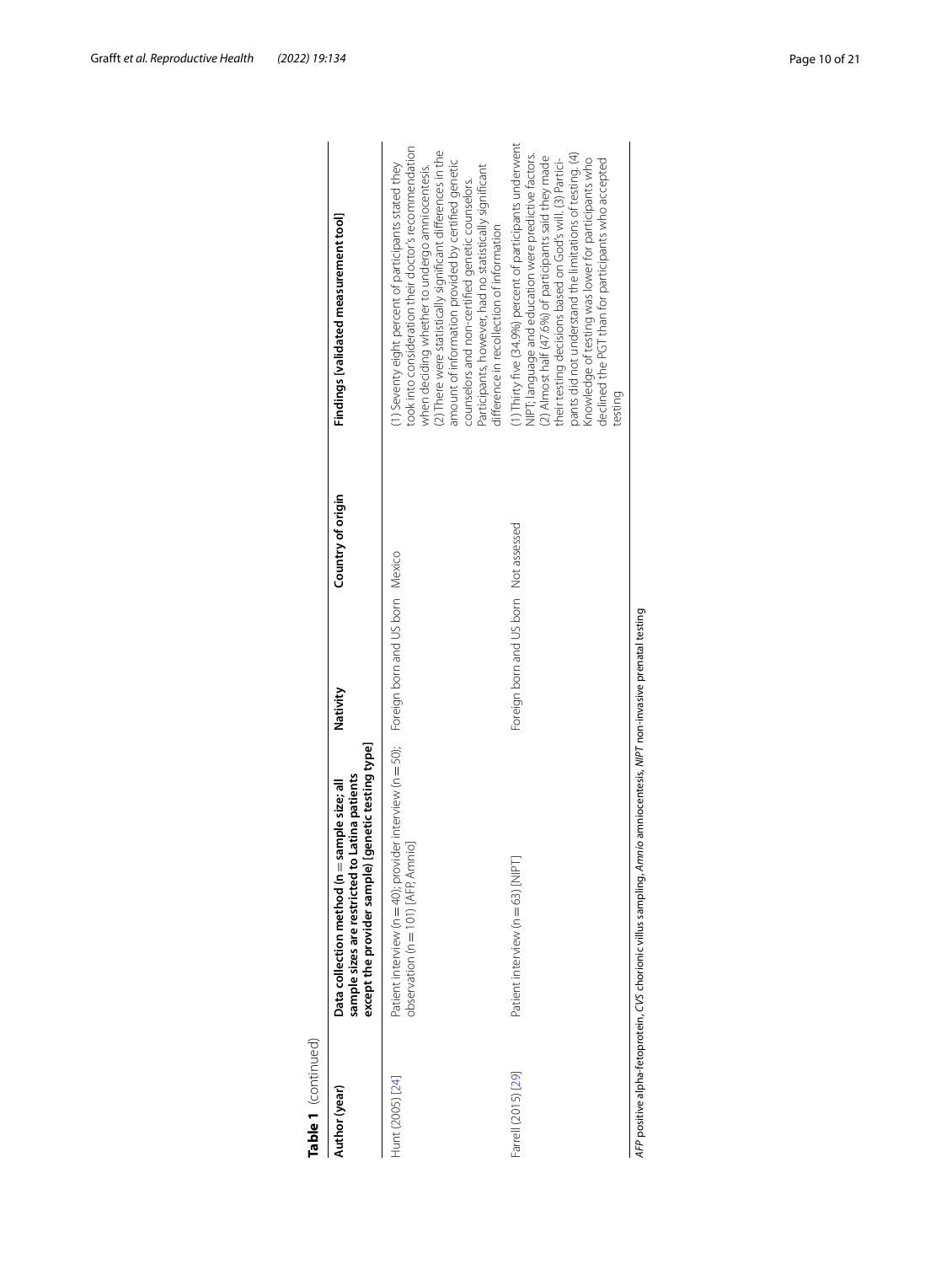**Table 1** (continued)

| Author (year) | Data collection method (n = sample size; all sample sizes are restricted to Latina patients except the provider sample) [genetic testing type] | Nativity | Country of origin | Findings [validated measurement tool] |
|---|---|---|---|---|
| Hunt (2005) [24] | Patient interview (n = 40); provider interview (n = 50); observation (n = 101) [AFP; Amnio] | Foreign born and US born | Mexico | (1) Seventy eight percent of participants stated they took into consideration their doctor's recommendation when deciding whether to undergo amniocentesis. (2) There were statistically significant differences in the amount of information provided by certified genetic counselors and non-certified genetic counselors. Participants, however, had no statistically significant difference in recollection of information |
| Farrell (2015) [29] | Patient interview (n = 63) [NIPT] | Foreign born and US born | Not assessed | (1) Thirty five (34.9%) percent of participants underwent NIPT; language and education were predictive factors. (2) Almost half (47.6%) of participants said they made their testing decisions based on God's will. (3) Participants did not understand the limitations of testing. (4) Knowledge of testing was lower for participants who declined the PGT than for participants who accepted testing |

*AFP* positive alpha-fetoprotein, *CVS* chorionic villus sampling, *Amnio* amniocentesis, *NIPT* non-invasive prenatal testing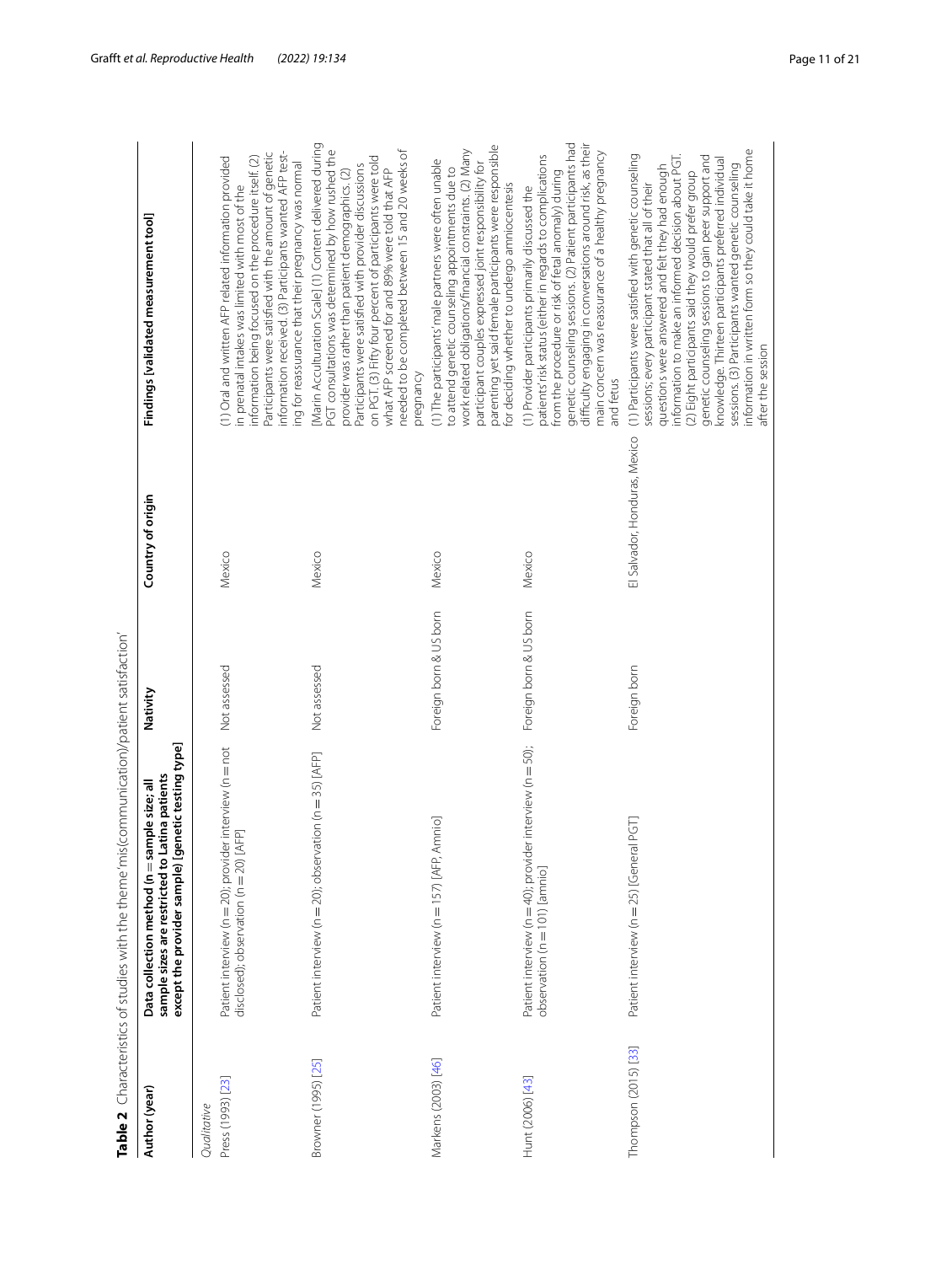**Table 2** Characteristics of studies with the theme 'mis(communication)/patient satisfaction'

| Author (year) | Data collection method (n = sample size; all sample sizes are restricted to Latina patients except the provider sample) [genetic testing type] | Nativity | Country of origin | Findings [validated measurement tool] |
|---|---|---|---|---|
| *Qualitative* | | | | |
| Press (1993) [23] | Patient interview (n = 20); provider interview (n = not disclosed); observation (n = 20) [AFP] | Not assessed | Mexico | (1) Oral and written AFP related information provided in prenatal intakes was limited with most of the information being focused on the procedure itself. (2) Participants were satisfied with the amount of genetic information received. (3) Participants wanted AFP testing for reassurance that their pregnancy was normal |
| Browner (1995) [25] | Patient interview (n = 20); observation (n = 35) [AFP] | Not assessed | Mexico | [Marin Acculturation Scale] (1) Content delivered during PGT consultations was determined by how rushed the provider was rather than patient demographics. (2) Participants were satisfied with provider discussions on PGT. (3) Fifty four percent of participants were told what AFP screened for and 89% were told that AFP needed to be completed between 15 and 20 weeks of pregnancy |
| Markens (2003) [46] | Patient interview (n = 157) [AFP, Amnio] | Foreign born & US born | Mexico | (1) The participants' male partners were often unable to attend genetic counseling appointments due to work related obligations/financial constraints. (2) Many participant couples expressed joint responsibility for parenting yet said female participants were responsible for deciding whether to undergo amniocentesis |
| Hunt (2006) [43] | Patient interview (n = 40); provider interview (n = 50); observation (n = 101) [amnio] | Foreign born & US born | Mexico | (1) Provider participants primarily discussed the patients' risk status (either in regards to complications from the procedure or risk of fetal anomaly) during genetic counseling sessions. (2) Patient participants had difficulty engaging in conversations around risk, as their main concern was reassurance of a healthy pregnancy and fetus |
| Thompson (2015) [33] | Patient interview (n = 25) [General PGT] | Foreign born | El Salvador, Honduras, Mexico | (1) Participants were satisfied with genetic counseling sessions; every participant stated that all of their questions were answered and felt they had enough information to make an informed decision about PGT. (2) Eight participants said they would prefer group genetic counseling sessions to gain peer support and knowledge. Thirteen participants preferred individual sessions. (3) Participants wanted genetic counseling information in written form so they could take it home after the session |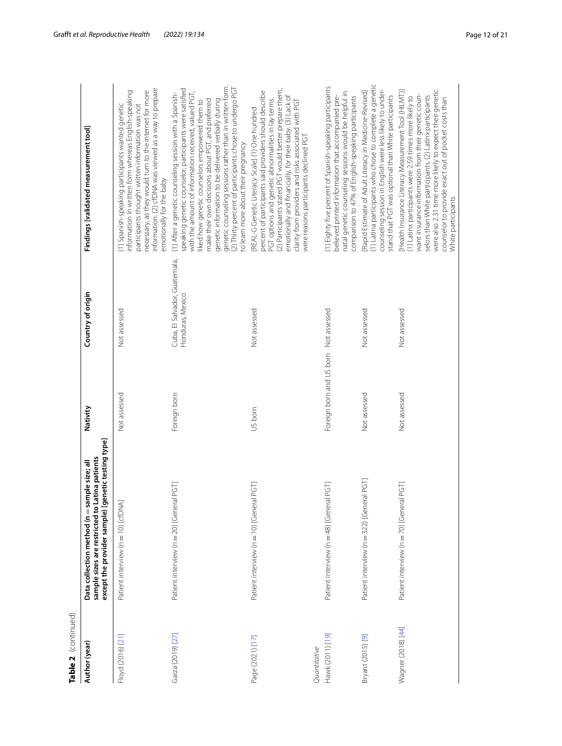**Table 2** (continued)

| Author (year) | Data collection method (n = sample size; all sample sizes are restricted to Latina patients except the provider sample) [genetic testing type] | Nativity | Country of origin | Findings [validated measurement tool] |
|---|---|---|---|---|
| Floyd (2016) [21] | Patient interview (n = 10) [cfDNA] | Not assessed | Not assessed | (1) Spanish-speaking participants wanted genetic information in written form whereas English-speaking participants thought written information was not necessary, as they would turn to the internet for more information. (2) cfDNA was viewed as a way to prepare emotionally for the baby |
| Garza (2019) [27] | Patient interview (n = 20) [General PGT] | Foreign born | Cuba, El Salvador, Guatemala, Honduras, Mexico | (1) After a genetic counseling session with a Spanish-speaking genetic counselor, participants were satisfied with the amount of information received, valued PGT, liked how genetic counselors empowered them to make their own decisions about PGT, and preferred genetic information to be delivered verbally during genetic counseling sessions rather than in written form. (2) Thirty percent of participants chose to undergo PGT to learn more about their pregnancy |
| Page (2021) [17] | Patient interview (n = 10) [General PGT] | US born | Not assessed | [REAL-G Genetic Literacy Scale] (1) One hundred percent of participants said providers should describe PGT options and genetic abnormalities in lay terms. (2) Participants stated PGT would better prepare them, emotionally and financially, for their baby. (3) Lack of clarity from providers and risks associated with PGT were reasons participants declined PGT |
| *Quantitative* | | | | |
| Hawk (2011) [19] | Patient interview (n = 48) [General PGT] | Foreign born and US born | Not assessed | (1) Eighty five percent of Spanish-speaking participants believed printed information that accompanied prenatal genetic counseling sessions would be helpful in comparison to 47% of English-speaking participants |
| Bryant (2015) [9] | Patient interview (n = 322) [General PGT] | Not assessed | Not assessed | [Rapid Estimate of Adult Literacy in Medicine-Revised] (1) Latina participants who chose to complete a genetic counseling session in English were less likely to understand that PGT was optional than White participants |
| Wagner (2018) [44] | Patient interview (n = 70) [General PGT] | Not assessed | Not assessed | [Health Insurance Literacy Measurement Tool (HILMT)] (1) Latinx participants were 2.59 times more likely to want insurance information from their genetic counselors than White participants. (2) Latinx participants were also 2.31 time more likely to expect their genetic counselor to provide exact out of pocket costs than White participants |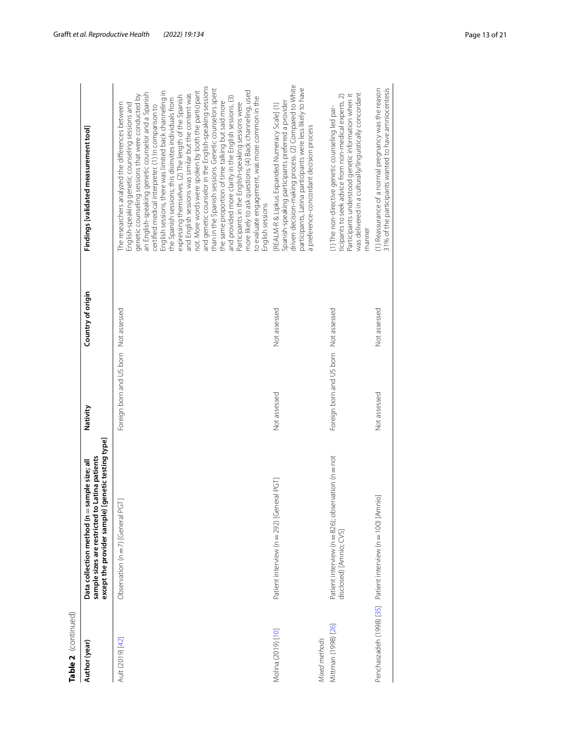**Table 2** (continued)

| Author (year) | Data collection method (n = sample size; all sample sizes are restricted to Latina patients except the provider sample) [genetic testing type] | Nativity | Country of origin | Findings [validated measurement tool] |
|---|---|---|---|---|
| Ault (2019) [42] | Observation (n = 7) [General PGT] | Foreign born and US born | Not assessed | The researchers analyzed the differences between English-speaking genetic counseling sessions and genetic counseling sessions that were conducted by an English-speaking genetic counselor and a Spanish certified medical interpreter. (1) In comparison to English sessions, there was limited back channeling in the Spanish sessions; this disinvites individuals from expressing themselves. (2) The length of the Spanish and English sessions was similar but the content was not. More words were spoken by both the participant and genetic counselor in the English-speaking sessions than in the Spanish sessions. Genetic counselors spent the same proportion of time talking but said more and provided more clarity in the English sessions. (3) Participants in the English-speaking sessions were more likely to ask questions. (4) Back channeling, used to evaluate engagement, was more common in the English sessions |
| Molina (2019) [10] | Patient interview (n = 292) [General PGT] | Not assessed | Not assessed | [REALM-R & Lipkus Expanded Numeracy Scale] (1) Spanish-speaking participants preferred a provider driven decision-making process. (2) Compared to White participants, Latina participants were less likely to have a preference-concordant decision process |
| *Mixed methods* | | | | |
| Mittman (1998) [26] | Patient interview (n = 826); observation (n = not disclosed) [Amnio; CVS] | Foreign born and US born | Not assessed | (1) The non-directive genetic counseling led participants to seek advice from non-medical experts. 2) Participants understood genetic information when it was delivered in a culturally/linguistically concordant manner |
| Penchaszadeh (1998) [35] | Patient interview (n = 100) [Amnio] | Not assessed | Not assessed | (1) Reassurance of a normal pregnancy was the reason 31% of the participants wanted to have amniocentesis |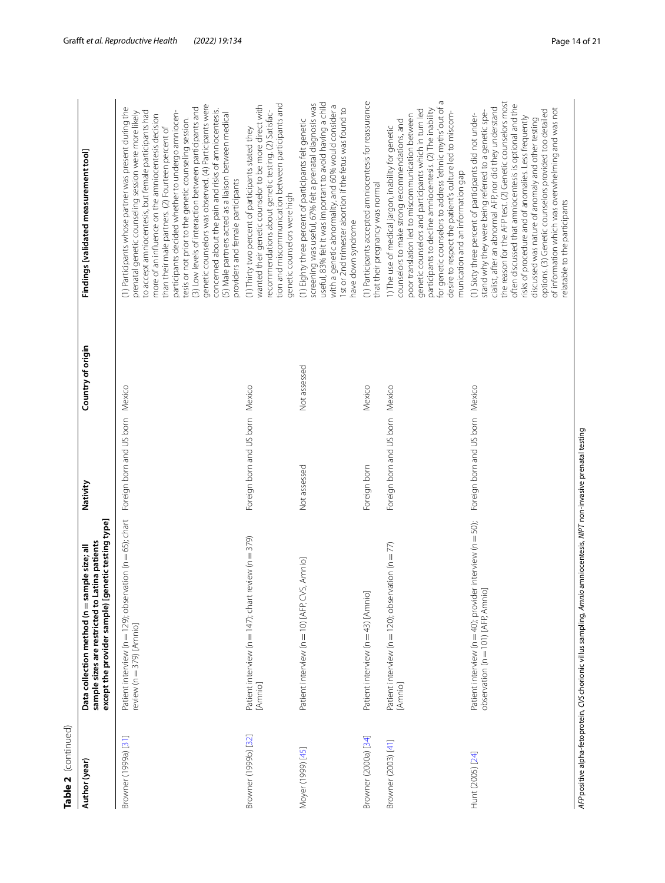**Table 2** (continued)

| Author (year) | Data collection method (n = sample size; all sample sizes are restricted to Latina patients except the provider sample) [genetic testing type] | Nativity | Country of origin | Findings [validated measurement tool] |
|---|---|---|---|---|
| Browner (1999a) [31] | Patient interview (n = 129); observation (n = 65); chart review (n = 379) [Amnio] | Foreign born and US born | Mexico | (1) Participants whose partner was present during the prenatal genetic counseling session were more likely to accept amniocentesis, but female participants had more of an influence on the amniocentesis decision than their male partners. (2) Fourteen percent of participants decided whether to undergo amniocentesis prior to the genetic counseling session. (3) Low levels of interaction between participants and genetic counselors was observed. (4) Participants were concerned about the pain and risks of amniocentesis. (5) Male partners acted as a liaison between medical providers and female participants |
| Browner (1999b) [32] | Patient interview (n = 147); chart review (n = 379) [Amnio] | Foreign born and US born | Mexico | (1) Thirty two percent of participants stated they wanted their genetic counselor to be more direct with recommendations about genetic testing. (2) Satisfaction and miscommunication between participants and genetic counselors were high |
| Moyer (1999) [45] | Patient interview (n = 10) [AFP, CVS, Amnio] | Not assessed | Not assessed | (1) Eighty three percent of participants felt genetic screening was useful, 67% felt a prenatal diagnosis was useful, 83% felt it was important to avoid having a child with a genetic abnormality, and 60% would consider a 1st or 2nd trimester abortion if the fetus was found to have down syndrome |
| Browner (2000a) [34] | Patient interview (n = 43) [Amnio] | Foreign born | Mexico | (1) Participants accepted amniocentesis for reassurance that their pregnancy was normal |
| Browner (2003) [41] | Patient interview (n = 120); observation (n = 77) [Amnio] | Foreign born and US born | Mexico | 1) The use of medical jargon, inability for genetic counselors to make strong recommendations, and poor translation led to miscommunication between genetic counselors and participants which in turn led participants to decline amniocentesis. (2) The inability for genetic counselors to address 'ethnic myths' out of a desire to respect the patient's culture led to miscommunication and an information gap |
| Hunt (2005) [24] | Patient interview (n = 40); provider interview (n = 50); observation (n = 101) [AFP, Amnio] | Foreign born and US born | Mexico | (1) Sixty three percent of participants did not understand why they were being referred to a genetic specialist, after an abnormal AFP, nor did they understand the reason for the AFP test. (2) Genetic counselors most often discussed that amniocentesis is optional and the risks of procedure and of anomalies. Less frequently discussed was nature of anomaly and other testing options. (3) Genetic counselors provided too detailed of information which was overwhelming and was not relatable to the participants |

*AFP* positive alpha-fetoprotein, *CVS* chorionic villus sampling, *Amnio* amniocentesis, *NIPT* non-invasive prenatal testing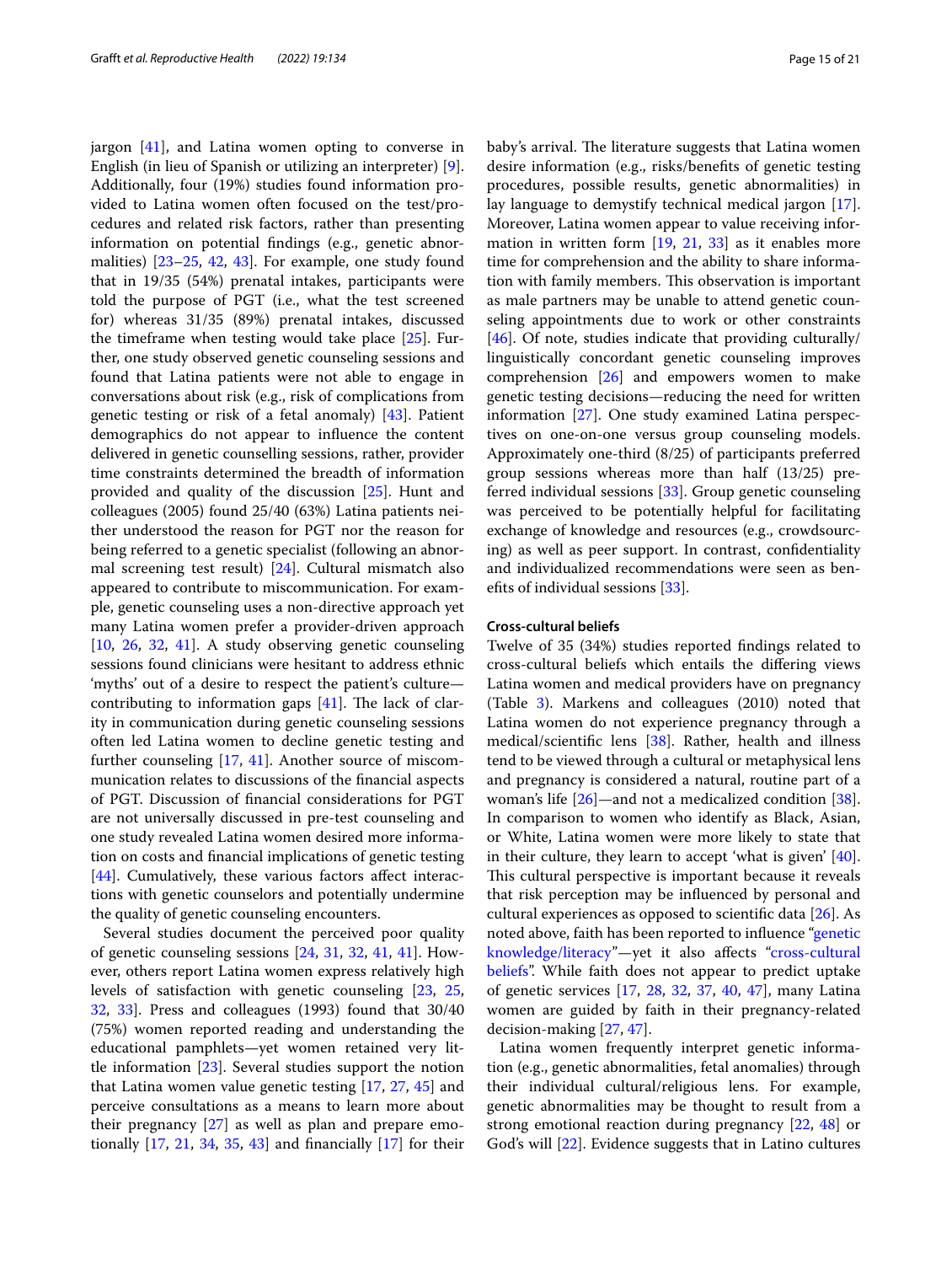jargon [41], and Latina women opting to converse in English (in lieu of Spanish or utilizing an interpreter) [9]. Additionally, four (19%) studies found information provided to Latina women often focused on the test/procedures and related risk factors, rather than presenting information on potential findings (e.g., genetic abnormalities) [23–25, 42, 43]. For example, one study found that in 19/35 (54%) prenatal intakes, participants were told the purpose of PGT (i.e., what the test screened for) whereas 31/35 (89%) prenatal intakes, discussed the timeframe when testing would take place [25]. Further, one study observed genetic counseling sessions and found that Latina patients were not able to engage in conversations about risk (e.g., risk of complications from genetic testing or risk of a fetal anomaly) [43]. Patient demographics do not appear to influence the content delivered in genetic counselling sessions, rather, provider time constraints determined the breadth of information provided and quality of the discussion [25]. Hunt and colleagues (2005) found 25/40 (63%) Latina patients neither understood the reason for PGT nor the reason for being referred to a genetic specialist (following an abnormal screening test result) [24]. Cultural mismatch also appeared to contribute to miscommunication. For example, genetic counseling uses a non-directive approach yet many Latina women prefer a provider-driven approach [10, 26, 32, 41]. A study observing genetic counseling sessions found clinicians were hesitant to address ethnic 'myths' out of a desire to respect the patient's culture—contributing to information gaps [41]. The lack of clarity in communication during genetic counseling sessions often led Latina women to decline genetic testing and further counseling [17, 41]. Another source of miscommunication relates to discussions of the financial aspects of PGT. Discussion of financial considerations for PGT are not universally discussed in pre-test counseling and one study revealed Latina women desired more information on costs and financial implications of genetic testing [44]. Cumulatively, these various factors affect interactions with genetic counselors and potentially undermine the quality of genetic counseling encounters.

Several studies document the perceived poor quality of genetic counseling sessions [24, 31, 32, 41, 41]. However, others report Latina women express relatively high levels of satisfaction with genetic counseling [23, 25, 32, 33]. Press and colleagues (1993) found that 30/40 (75%) women reported reading and understanding the educational pamphlets—yet women retained very little information [23]. Several studies support the notion that Latina women value genetic testing [17, 27, 45] and perceive consultations as a means to learn more about their pregnancy [27] as well as plan and prepare emotionally [17, 21, 34, 35, 43] and financially [17] for their baby's arrival. The literature suggests that Latina women desire information (e.g., risks/benefits of genetic testing procedures, possible results, genetic abnormalities) in lay language to demystify technical medical jargon [17]. Moreover, Latina women appear to value receiving information in written form [19, 21, 33] as it enables more time for comprehension and the ability to share information with family members. This observation is important as male partners may be unable to attend genetic counseling appointments due to work or other constraints [46]. Of note, studies indicate that providing culturally/linguistically concordant genetic counseling improves comprehension [26] and empowers women to make genetic testing decisions—reducing the need for written information [27]. One study examined Latina perspectives on one-on-one versus group counseling models. Approximately one-third (8/25) of participants preferred group sessions whereas more than half (13/25) preferred individual sessions [33]. Group genetic counseling was perceived to be potentially helpful for facilitating exchange of knowledge and resources (e.g., crowdsourcing) as well as peer support. In contrast, confidentiality and individualized recommendations were seen as benefits of individual sessions [33].

#### Cross-cultural beliefs

Twelve of 35 (34%) studies reported findings related to cross-cultural beliefs which entails the differing views Latina women and medical providers have on pregnancy (Table 3). Markens and colleagues (2010) noted that Latina women do not experience pregnancy through a medical/scientific lens [38]. Rather, health and illness tend to be viewed through a cultural or metaphysical lens and pregnancy is considered a natural, routine part of a woman's life [26]—and not a medicalized condition [38]. In comparison to women who identify as Black, Asian, or White, Latina women were more likely to state that in their culture, they learn to accept 'what is given' [40]. This cultural perspective is important because it reveals that risk perception may be influenced by personal and cultural experiences as opposed to scientific data [26]. As noted above, faith has been reported to influence "genetic knowledge/literacy"—yet it also affects "cross-cultural beliefs". While faith does not appear to predict uptake of genetic services [17, 28, 32, 37, 40, 47], many Latina women are guided by faith in their pregnancy-related decision-making [27, 47].

Latina women frequently interpret genetic information (e.g., genetic abnormalities, fetal anomalies) through their individual cultural/religious lens. For example, genetic abnormalities may be thought to result from a strong emotional reaction during pregnancy [22, 48] or God's will [22]. Evidence suggests that in Latino cultures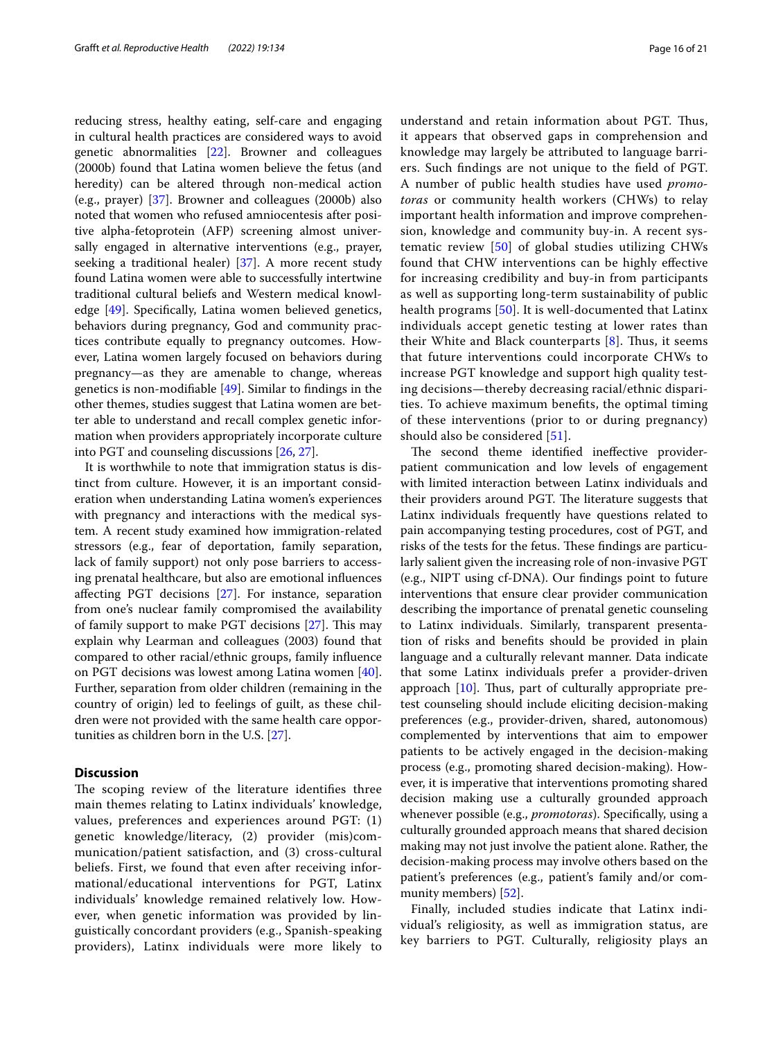reducing stress, healthy eating, self-care and engaging in cultural health practices are considered ways to avoid genetic abnormalities [22]. Browner and colleagues (2000b) found that Latina women believe the fetus (and heredity) can be altered through non-medical action (e.g., prayer) [37]. Browner and colleagues (2000b) also noted that women who refused amniocentesis after positive alpha-fetoprotein (AFP) screening almost universally engaged in alternative interventions (e.g., prayer, seeking a traditional healer) [37]. A more recent study found Latina women were able to successfully intertwine traditional cultural beliefs and Western medical knowledge [49]. Specifically, Latina women believed genetics, behaviors during pregnancy, God and community practices contribute equally to pregnancy outcomes. However, Latina women largely focused on behaviors during pregnancy—as they are amenable to change, whereas genetics is non-modifiable [49]. Similar to findings in the other themes, studies suggest that Latina women are better able to understand and recall complex genetic information when providers appropriately incorporate culture into PGT and counseling discussions [26, 27].

It is worthwhile to note that immigration status is distinct from culture. However, it is an important consideration when understanding Latina women's experiences with pregnancy and interactions with the medical system. A recent study examined how immigration-related stressors (e.g., fear of deportation, family separation, lack of family support) not only pose barriers to accessing prenatal healthcare, but also are emotional influences affecting PGT decisions [27]. For instance, separation from one's nuclear family compromised the availability of family support to make PGT decisions [27]. This may explain why Learman and colleagues (2003) found that compared to other racial/ethnic groups, family influence on PGT decisions was lowest among Latina women [40]. Further, separation from older children (remaining in the country of origin) led to feelings of guilt, as these children were not provided with the same health care opportunities as children born in the U.S. [27].

## Discussion

The scoping review of the literature identifies three main themes relating to Latinx individuals' knowledge, values, preferences and experiences around PGT: (1) genetic knowledge/literacy, (2) provider (mis)communication/patient satisfaction, and (3) cross-cultural beliefs. First, we found that even after receiving informational/educational interventions for PGT, Latinx individuals' knowledge remained relatively low. However, when genetic information was provided by linguistically concordant providers (e.g., Spanish-speaking providers), Latinx individuals were more likely to understand and retain information about PGT. Thus, it appears that observed gaps in comprehension and knowledge may largely be attributed to language barriers. Such findings are not unique to the field of PGT. A number of public health studies have used *promotoras* or community health workers (CHWs) to relay important health information and improve comprehension, knowledge and community buy-in. A recent systematic review [50] of global studies utilizing CHWs found that CHW interventions can be highly effective for increasing credibility and buy-in from participants as well as supporting long-term sustainability of public health programs [50]. It is well-documented that Latinx individuals accept genetic testing at lower rates than their White and Black counterparts [8]. Thus, it seems that future interventions could incorporate CHWs to increase PGT knowledge and support high quality testing decisions—thereby decreasing racial/ethnic disparities. To achieve maximum benefits, the optimal timing of these interventions (prior to or during pregnancy) should also be considered [51].

The second theme identified ineffective provider-patient communication and low levels of engagement with limited interaction between Latinx individuals and their providers around PGT. The literature suggests that Latinx individuals frequently have questions related to pain accompanying testing procedures, cost of PGT, and risks of the tests for the fetus. These findings are particularly salient given the increasing role of non-invasive PGT (e.g., NIPT using cf-DNA). Our findings point to future interventions that ensure clear provider communication describing the importance of prenatal genetic counseling to Latinx individuals. Similarly, transparent presentation of risks and benefits should be provided in plain language and a culturally relevant manner. Data indicate that some Latinx individuals prefer a provider-driven approach [10]. Thus, part of culturally appropriate pretest counseling should include eliciting decision-making preferences (e.g., provider-driven, shared, autonomous) complemented by interventions that aim to empower patients to be actively engaged in the decision-making process (e.g., promoting shared decision-making). However, it is imperative that interventions promoting shared decision making use a culturally grounded approach whenever possible (e.g., *promotoras*). Specifically, using a culturally grounded approach means that shared decision making may not just involve the patient alone. Rather, the decision-making process may involve others based on the patient's preferences (e.g., patient's family and/or community members) [52].

Finally, included studies indicate that Latinx individual's religiosity, as well as immigration status, are key barriers to PGT. Culturally, religiosity plays an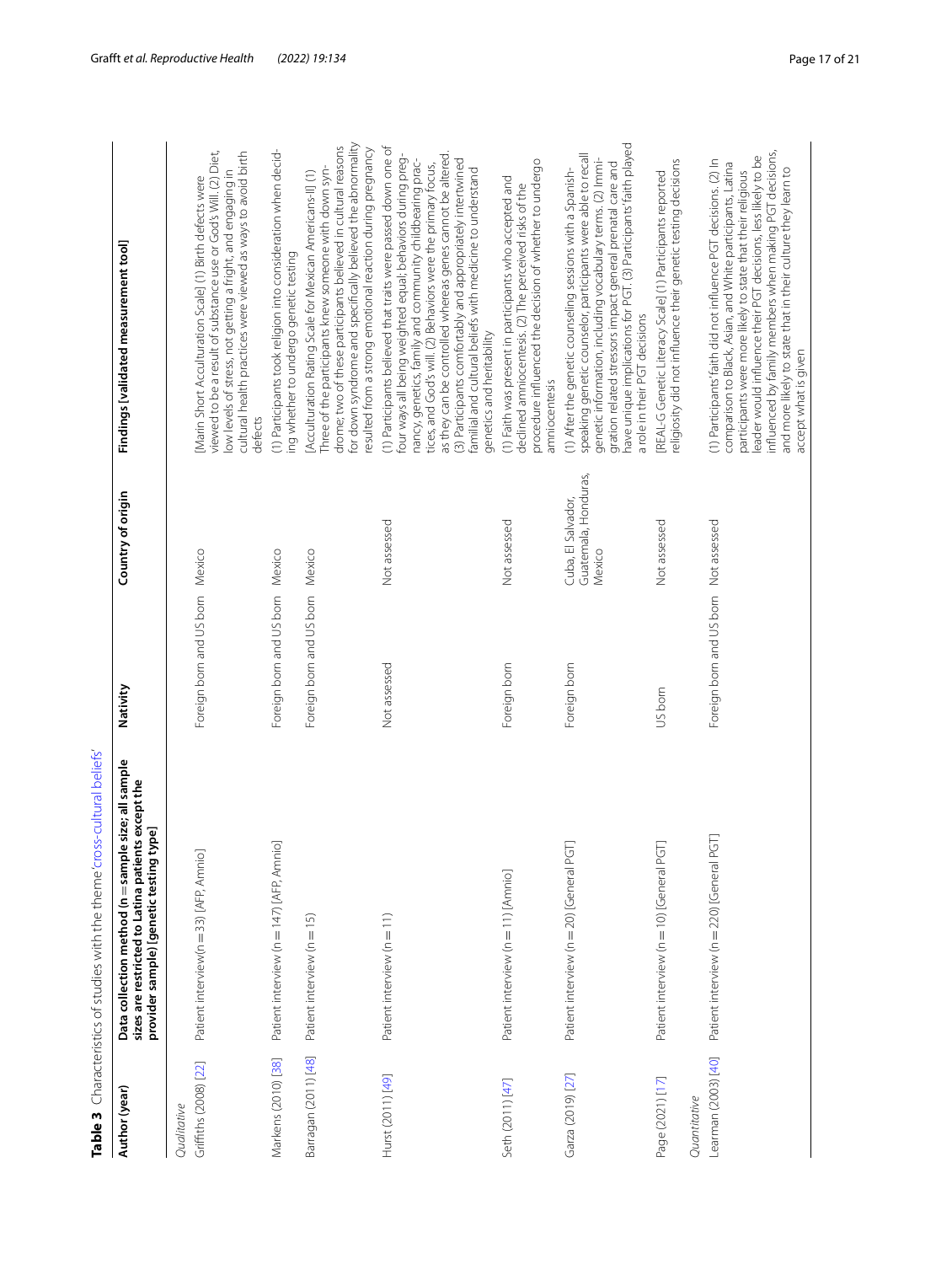**Table 3** Characteristics of studies with the theme 'cross-cultural beliefs'

| Author (year) | Data collection method (n = sample size; all sample sizes are restricted to Latina patients except the provider sample) [genetic testing type] | Nativity | Country of origin | Findings [validated measurement tool] |
|---|---|---|---|---|
| *Qualitative* | | | | |
| Griffiths (2008) [22] | Patient interview(n = 33) [AFP, Amnio] | Foreign born and US born | Mexico | [Marin Short Acculturation Scale] (1) Birth defects were viewed to be a result of substance use or God's Will. (2) Diet, low levels of stress, not getting a fright, and engaging in cultural health practices were viewed as ways to avoid birth defects |
| Markens (2010) [38] | Patient interview (n = 147) [AFP, Amnio] | Foreign born and US born | Mexico | (1) Participants took religion into consideration when deciding whether to undergo genetic testing |
| Barragan (2011) [48] | Patient interview (n = 15) | Foreign born and US born | Mexico | [Acculturation Rating Scale for Mexican Americans-II] (1) Three of the participants knew someone with down syndrome; two of these participants believed in cultural reasons for down syndrome and specifically believed the abnormality resulted from a strong emotional reaction during pregnancy |
| Hurst (2011) [49] | Patient interview (n = 11) | Not assessed | Not assessed | (1) Participants believed that traits were passed down one of four ways all being weighted equal; behaviors during pregnancy, genetics, family and community childbearing practices, and God's will. (2) Behaviors were the primary focus, as they can be controlled whereas genes cannot be altered. (3) Participants comfortably and appropriately intertwined familial and cultural beliefs with medicine to understand genetics and heritability |
| Seth (2011) [47] | Patient interview (n = 11) [Amnio] | Foreign born | Not assessed | (1) Faith was present in participants who accepted and declined amniocentesis. (2) The perceived risks of the procedure influenced the decision of whether to undergo amniocentesis |
| Garza (2019) [27] | Patient interview (n = 20) [General PGT] | Foreign born | Cuba, El Salvador, Guatemala, Honduras, Mexico | (1) After the genetic counseling sessions with a Spanish-speaking genetic counselor, participants were able to recall genetic information, including vocabulary terms. (2) Immigration related stressors impact general prenatal care and have unique implications for PGT. (3) Participants' faith played a role in their PGT decisions |
| Page (2021) [17] | Patient interview (n = 10) [General PGT] | US born | Not assessed | [REAL-G Genetic Literacy Scale] (1) Participants reported religiosity did not influence their genetic testing decisions |
| *Quantitative* | | | | |
| Learman (2003) [40] | Patient interview (n = 220) [General PGT] | Foreign born and US born | Not assessed | (1) Participants' faith did not influence PGT decisions. (2) In comparison to Black, Asian, and White participants, Latina participants were more likely to state that their religious leader would influence their PGT decisions, less likely to be influenced by family members when making PGT decisions, and more likely to state that in their culture they learn to accept what is given |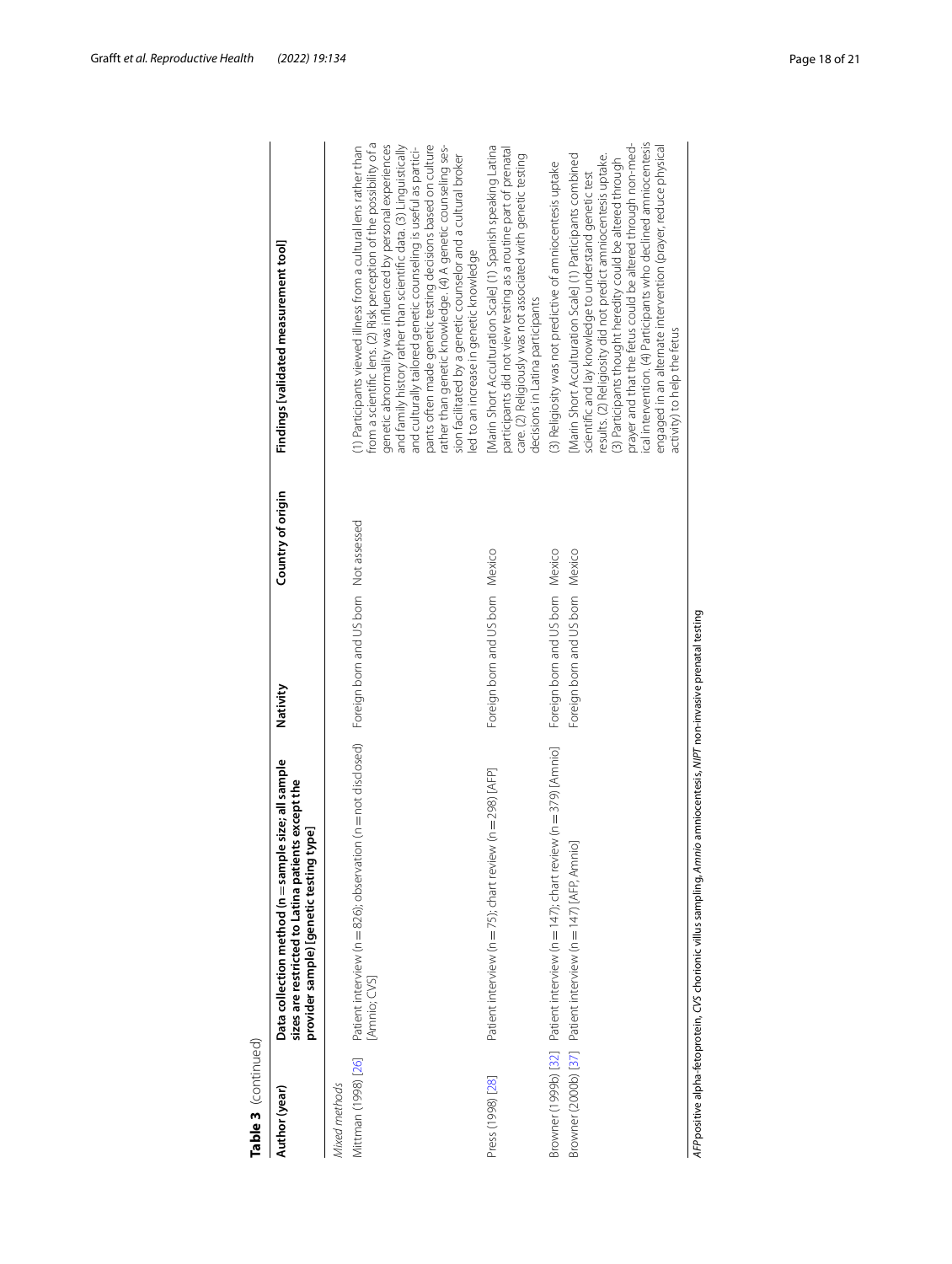**Table 3** (continued)

| Author (year) | Data collection method (n = sample size; all sample sizes are restricted to Latina patients except the provider sample) [genetic testing type] | Nativity | Country of origin | Findings [validated measurement tool] |
|---|---|---|---|---|
| *Mixed methods* | | | | |
| Mittman (1998) [26] | Patient interview (n = 826); observation (n = not disclosed) [Amnio; CVS] | Foreign born and US born | Not assessed | (1) Participants viewed illness from a cultural lens rather than from a scientific lens. (2) Risk perception of the possibility of a genetic abnormality was influenced by personal experiences and family history rather than scientific data. (3) Linguistically and culturally tailored genetic counseling is useful as participants often made genetic testing decisions based on culture rather than genetic knowledge. (4) A genetic counseling session facilitated by a genetic counselor and a cultural broker led to an increase in genetic knowledge |
| Press (1998) [28] | Patient interview (n = 75); chart review (n = 298) [AFP] | Foreign born and US born | Mexico | [Marin Short Acculturation Scale] (1) Spanish speaking Latina participants did not view testing as a routine part of prenatal care. (2) Religiously was not associated with genetic testing decisions in Latina participants |
| Browner (1999b) [32] | Patient interview (n = 147); chart review (n = 379) [Amnio] | Foreign born and US born | Mexico | (3) Religiosity was not predictive of amniocentesis uptake |
| Browner (2000b) [37] | Patient interview (n = 147) [AFP, Amnio] | Foreign born and US born | Mexico | [Marin Short Acculturation Scale] (1) Participants combined scientific and lay knowledge to understand genetic test results. (2) Religiosity did not predict amniocentesis uptake. (3) Participants thought heredity could be altered through prayer and that the fetus could be altered through non-medical intervention. (4) Participants who declined amniocentesis engaged in an alternate intervention (prayer, reduce physical activity) to help the fetus |

*AFP* positive alpha-fetoprotein, *CVS* chorionic villus sampling, *Amnio* amniocentesis, *NIPT* non-invasive prenatal testing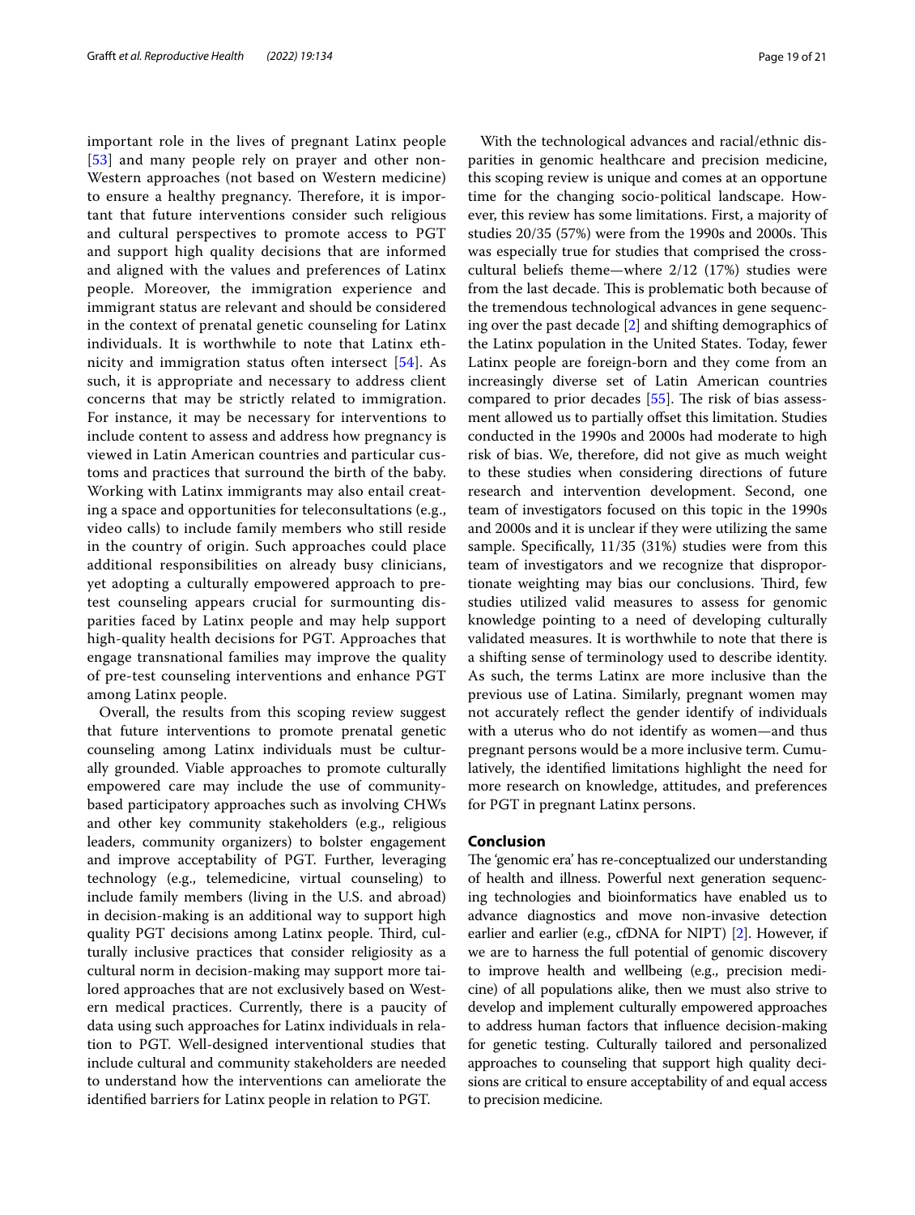important role in the lives of pregnant Latinx people [53] and many people rely on prayer and other non-Western approaches (not based on Western medicine) to ensure a healthy pregnancy. Therefore, it is important that future interventions consider such religious and cultural perspectives to promote access to PGT and support high quality decisions that are informed and aligned with the values and preferences of Latinx people. Moreover, the immigration experience and immigrant status are relevant and should be considered in the context of prenatal genetic counseling for Latinx individuals. It is worthwhile to note that Latinx ethnicity and immigration status often intersect [54]. As such, it is appropriate and necessary to address client concerns that may be strictly related to immigration. For instance, it may be necessary for interventions to include content to assess and address how pregnancy is viewed in Latin American countries and particular customs and practices that surround the birth of the baby. Working with Latinx immigrants may also entail creating a space and opportunities for teleconsultations (e.g., video calls) to include family members who still reside in the country of origin. Such approaches could place additional responsibilities on already busy clinicians, yet adopting a culturally empowered approach to pre-test counseling appears crucial for surmounting disparities faced by Latinx people and may help support high-quality health decisions for PGT. Approaches that engage transnational families may improve the quality of pre-test counseling interventions and enhance PGT among Latinx people.

Overall, the results from this scoping review suggest that future interventions to promote prenatal genetic counseling among Latinx individuals must be culturally grounded. Viable approaches to promote culturally empowered care may include the use of community-based participatory approaches such as involving CHWs and other key community stakeholders (e.g., religious leaders, community organizers) to bolster engagement and improve acceptability of PGT. Further, leveraging technology (e.g., telemedicine, virtual counseling) to include family members (living in the U.S. and abroad) in decision-making is an additional way to support high quality PGT decisions among Latinx people. Third, culturally inclusive practices that consider religiosity as a cultural norm in decision-making may support more tailored approaches that are not exclusively based on Western medical practices. Currently, there is a paucity of data using such approaches for Latinx individuals in relation to PGT. Well-designed interventional studies that include cultural and community stakeholders are needed to understand how the interventions can ameliorate the identified barriers for Latinx people in relation to PGT.

With the technological advances and racial/ethnic disparities in genomic healthcare and precision medicine, this scoping review is unique and comes at an opportune time for the changing socio-political landscape. However, this review has some limitations. First, a majority of studies 20/35 (57%) were from the 1990s and 2000s. This was especially true for studies that comprised the cross-cultural beliefs theme—where 2/12 (17%) studies were from the last decade. This is problematic both because of the tremendous technological advances in gene sequencing over the past decade [2] and shifting demographics of the Latinx population in the United States. Today, fewer Latinx people are foreign-born and they come from an increasingly diverse set of Latin American countries compared to prior decades [55]. The risk of bias assessment allowed us to partially offset this limitation. Studies conducted in the 1990s and 2000s had moderate to high risk of bias. We, therefore, did not give as much weight to these studies when considering directions of future research and intervention development. Second, one team of investigators focused on this topic in the 1990s and 2000s and it is unclear if they were utilizing the same sample. Specifically, 11/35 (31%) studies were from this team of investigators and we recognize that disproportionate weighting may bias our conclusions. Third, few studies utilized valid measures to assess for genomic knowledge pointing to a need of developing culturally validated measures. It is worthwhile to note that there is a shifting sense of terminology used to describe identity. As such, the terms Latinx are more inclusive than the previous use of Latina. Similarly, pregnant women may not accurately reflect the gender identify of individuals with a uterus who do not identify as women—and thus pregnant persons would be a more inclusive term. Cumulatively, the identified limitations highlight the need for more research on knowledge, attitudes, and preferences for PGT in pregnant Latinx persons.

## Conclusion

The 'genomic era' has re-conceptualized our understanding of health and illness. Powerful next generation sequencing technologies and bioinformatics have enabled us to advance diagnostics and move non-invasive detection earlier and earlier (e.g., cfDNA for NIPT) [2]. However, if we are to harness the full potential of genomic discovery to improve health and wellbeing (e.g., precision medicine) of all populations alike, then we must also strive to develop and implement culturally empowered approaches to address human factors that influence decision-making for genetic testing. Culturally tailored and personalized approaches to counseling that support high quality decisions are critical to ensure acceptability of and equal access to precision medicine.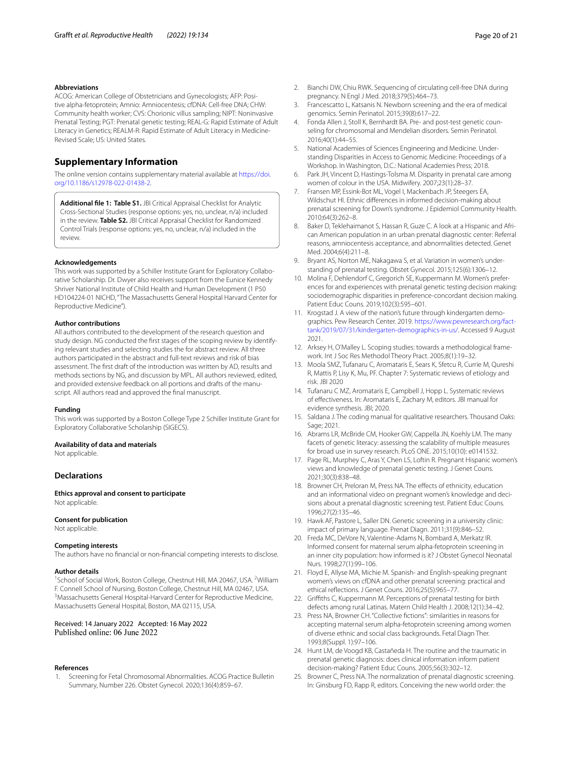### Abbreviations

ACOG: American College of Obstetricians and Gynecologists; AFP: Positive alpha-fetoprotein; Amnio: Amniocentesis; cfDNA: Cell-free DNA; CHW: Community health worker; CVS: Chorionic villus sampling; NIPT: Noninvasive Prenatal Testing; PGT: Prenatal genetic testing; REAL-G: Rapid Estimate of Adult Literacy in Genetics; REALM-R: Rapid Estimate of Adult Literacy in Medicine-Revised Scale; US: United States.

## Supplementary Information

The online version contains supplementary material available at https://doi.org/10.1186/s12978-022-01438-2.

**Additional file 1: Table S1.** JBI Critical Appraisal Checklist for Analytic Cross-Sectional Studies (response options: yes, no, unclear, n/a) included in the review. **Table S2.** JBI Critical Appraisal Checklist for Randomized Control Trials (response options: yes, no, unclear, n/a) included in the review.

### Acknowledgements

This work was supported by a Schiller Institute Grant for Exploratory Collaborative Scholarship. Dr. Dwyer also receives support from the Eunice Kennedy Shriver National Institute of Child Health and Human Development (1 P50 HD104224-01 NICHD, "The Massachusetts General Hospital Harvard Center for Reproductive Medicine").

### Author contributions

All authors contributed to the development of the research question and study design. NG conducted the first stages of the scoping review by identifying relevant studies and selecting studies the for abstract review. All three authors participated in the abstract and full-text reviews and risk of bias assessment. The first draft of the introduction was written by AD, results and methods sections by NG, and discussion by MPL. All authors reviewed, edited, and provided extensive feedback on all portions and drafts of the manuscript. All authors read and approved the final manuscript.

### Funding

This work was supported by a Boston College Type 2 Schiller Institute Grant for Exploratory Collaborative Scholarship (SIGECS).

### Availability of data and materials

Not applicable.

## Declarations

### Ethics approval and consent to participate

Not applicable.

### Consent for publication

Not applicable.

### Competing interests

The authors have no financial or non-financial competing interests to disclose.

### Author details

[1]School of Social Work, Boston College, Chestnut Hill, MA 20467, USA. [2]William F. Connell School of Nursing, Boston College, Chestnut Hill, MA 02467, USA. [3]Massachusetts General Hospital-Harvard Center for Reproductive Medicine, Massachusetts General Hospital, Boston, MA 02115, USA.

Received: 14 January 2022 Accepted: 16 May 2022
Published online: 06 June 2022

### References

1. Screening for Fetal Chromosomal Abnormalities. ACOG Practice Bulletin Summary, Number 226. Obstet Gynecol. 2020;136(4):859–67.
2. Bianchi DW, Chiu RWK. Sequencing of circulating cell-free DNA during pregnancy. N Engl J Med. 2018;379(5):464–73.
3. Francescatto L, Katsanis N. Newborn screening and the era of medical genomics. Semin Perinatol. 2015;39(8):617–22.
4. Fonda Allen J, Stoll K, Bernhardt BA. Pre- and post-test genetic counseling for chromosomal and Mendelian disorders. Semin Perinatol. 2016;40(1):44–55.
5. National Academies of Sciences Engineering and Medicine. Understanding Disparities in Access to Genomic Medicine: Proceedings of a Workshop. In Washington, D.C.: National Academies Press; 2018.
6. Park JH, Vincent D, Hastings-Tolsma M. Disparity in prenatal care among women of colour in the USA. Midwifery. 2007;23(1):28–37.
7. Fransen MP, Essink-Bot ML, Vogel I, Mackenbach JP, Steegers EA, Wildschut HI. Ethnic differences in informed decision-making about prenatal screening for Down's syndrome. J Epidemiol Community Health. 2010;64(3):262–8.
8. Baker D, Teklehaimanot S, Hassan R, Guze C. A look at a Hispanic and African American population in an urban prenatal diagnostic center: Referral reasons, amniocentesis acceptance, and abnormalities detected. Genet Med. 2004;6(4):211–8.
9. Bryant AS, Norton ME, Nakagawa S, et al. Variation in women's understanding of prenatal testing. Obstet Gynecol. 2015;125(6):1306–12.
10. Molina F, Dehlendorf C, Gregorich SE, Kuppermann M. Women's preferences for and experiences with prenatal genetic testing decision making: sociodemographic disparities in preference-concordant decision making. Patient Educ Couns. 2019;102(3):595–601.
11. Krogstad J. A view of the nation's future through kindergarten demographics. Pew Research Center. 2019. https://www.pewresearch.org/fact-tank/2019/07/31/kindergarten-demographics-in-us/. Accessed 9 August 2021.
12. Arksey H, O'Malley L. Scoping studies: towards a methodological framework. Int J Soc Res Methodol Theory Pract. 2005;8(1):19–32.
13. Moola SMZ, Tufanaru C, Aromataris E, Sears K, Sfetcu R, Currie M, Qureshi R, Mattis P, Lisy K, Mu, PF. Chapter 7: Systematic reviews of etiology and risk. JBI 2020
14. Tufanaru C MZ, Aromataris E, Campbell J, Hopp L. Systematic reviews of effectiveness. In: Aromataris E, Zachary M, editors. JBI manual for evidence synthesis. JBI; 2020.
15. Saldana J. The coding manual for qualitative researchers. Thousand Oaks: Sage; 2021.
16. Abrams LR, McBride CM, Hooker GW, Cappella JN, Koehly LM. The many facets of genetic literacy: assessing the scalability of multiple measures for broad use in survey research. PLoS ONE. 2015;10(10): e0141532.
17. Page RL, Murphey C, Aras Y, Chen LS, Loftin R. Pregnant Hispanic women's views and knowledge of prenatal genetic testing. J Genet Couns. 2021;30(3):838–48.
18. Browner CH, Preloran M, Press NA. The effects of ethnicity, education and an informational video on pregnant women's knowledge and decisions about a prenatal diagnostic screening test. Patient Educ Couns. 1996;27(2):135–46.
19. Hawk AF, Pastore L, Saller DN. Genetic screening in a university clinic: impact of primary language. Prenat Diagn. 2011;31(9):846–52.
20. Freda MC, DeVore N, Valentine-Adams N, Bombard A, Merkatz IR. Informed consent for maternal serum alpha-fetoprotein screening in an inner city population: how informed is it? J Obstet Gynecol Neonatal Nurs. 1998;27(1):99–106.
21. Floyd E, Allyse MA, Michie M. Spanish- and English-speaking pregnant women's views on cfDNA and other prenatal screening: practical and ethical reflections. J Genet Couns. 2016;25(5):965–77.
22. Griffiths C, Kuppermann M. Perceptions of prenatal testing for birth defects among rural Latinas. Matern Child Health J. 2008;12(1):34–42.
23. Press NA, Browner CH. "Collective fictions": similarities in reasons for accepting maternal serum alpha-fetoprotein screening among women of diverse ethnic and social class backgrounds. Fetal Diagn Ther. 1993;8(Suppl. 1):97–106.
24. Hunt LM, de Voogd KB, Castañeda H. The routine and the traumatic in prenatal genetic diagnosis: does clinical information inform patient decision-making? Patient Educ Couns. 2005;56(3):302–12.
25. Browner C, Press NA. The normalization of prenatal diagnostic screening. In: Ginsburg FD, Rapp R, editors. Conceiving the new world order: the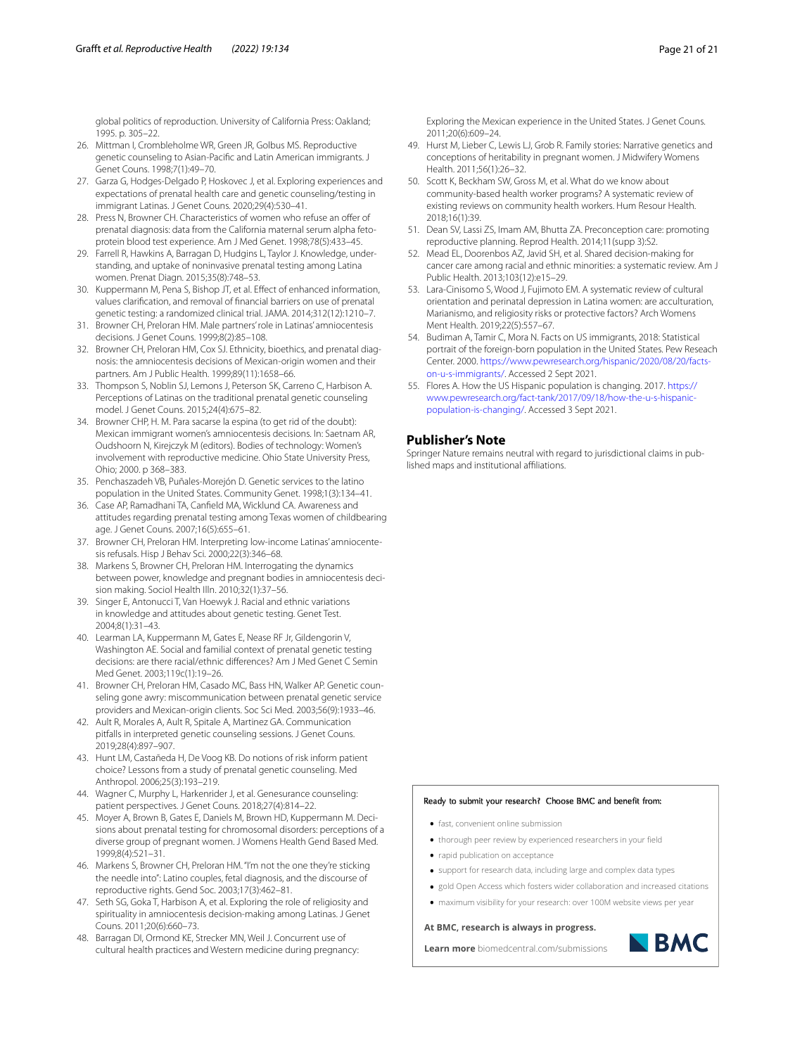global politics of reproduction. University of California Press: Oakland; 1995. p. 305–22.

26. Mittman I, Crombleholme WR, Green JR, Golbus MS. Reproductive genetic counseling to Asian-Pacific and Latin American immigrants. J Genet Couns. 1998;7(1):49–70.
27. Garza G, Hodges-Delgado P, Hoskovec J, et al. Exploring experiences and expectations of prenatal health care and genetic counseling/testing in immigrant Latinas. J Genet Couns. 2020;29(4):530–41.
28. Press N, Browner CH. Characteristics of women who refuse an offer of prenatal diagnosis: data from the California maternal serum alpha fetoprotein blood test experience. Am J Med Genet. 1998;78(5):433–45.
29. Farrell R, Hawkins A, Barragan D, Hudgins L, Taylor J. Knowledge, understanding, and uptake of noninvasive prenatal testing among Latina women. Prenat Diagn. 2015;35(8):748–53.
30. Kuppermann M, Pena S, Bishop JT, et al. Effect of enhanced information, values clarification, and removal of financial barriers on use of prenatal genetic testing: a randomized clinical trial. JAMA. 2014;312(12):1210–7.
31. Browner CH, Preloran HM. Male partners' role in Latinas' amniocentesis decisions. J Genet Couns. 1999;8(2):85–108.
32. Browner CH, Preloran HM, Cox SJ. Ethnicity, bioethics, and prenatal diagnosis: the amniocentesis decisions of Mexican-origin women and their partners. Am J Public Health. 1999;89(11):1658–66.
33. Thompson S, Noblin SJ, Lemons J, Peterson SK, Carreno C, Harbison A. Perceptions of Latinas on the traditional prenatal genetic counseling model. J Genet Couns. 2015;24(4):675–82.
34. Browner CHP, H. M. Para sacarse la espina (to get rid of the doubt): Mexican immigrant women's amniocentesis decisions. In: Saetnam AR, Oudshoorn N, Kirejczyk M (editors). Bodies of technology: Women's involvement with reproductive medicine. Ohio State University Press, Ohio; 2000. p 368–383.
35. Penchaszadeh VB, Puñales-Morejón D. Genetic services to the latino population in the United States. Community Genet. 1998;1(3):134–41.
36. Case AP, Ramadhani TA, Canfield MA, Wicklund CA. Awareness and attitudes regarding prenatal testing among Texas women of childbearing age. J Genet Couns. 2007;16(5):655–61.
37. Browner CH, Preloran HM. Interpreting low-income Latinas' amniocentesis refusals. Hisp J Behav Sci. 2000;22(3):346–68.
38. Markens S, Browner CH, Preloran HM. Interrogating the dynamics between power, knowledge and pregnant bodies in amniocentesis decision making. Sociol Health Illn. 2010;32(1):37–56.
39. Singer E, Antonucci T, Van Hoewyk J. Racial and ethnic variations in knowledge and attitudes about genetic testing. Genet Test. 2004;8(1):31–43.
40. Learman LA, Kuppermann M, Gates E, Nease RF Jr, Gildengorin V, Washington AE. Social and familial context of prenatal genetic testing decisions: are there racial/ethnic differences? Am J Med Genet C Semin Med Genet. 2003;119c(1):19–26.
41. Browner CH, Preloran HM, Casado MC, Bass HN, Walker AP. Genetic counseling gone awry: miscommunication between prenatal genetic service providers and Mexican-origin clients. Soc Sci Med. 2003;56(9):1933–46.
42. Ault R, Morales A, Ault R, Spitale A, Martinez GA. Communication pitfalls in interpreted genetic counseling sessions. J Genet Couns. 2019;28(4):897–907.
43. Hunt LM, Castañeda H, De Voog KB. Do notions of risk inform patient choice? Lessons from a study of prenatal genetic counseling. Med Anthropol. 2006;25(3):193–219.
44. Wagner C, Murphy L, Harkenrider J, et al. Genesurance counseling: patient perspectives. J Genet Couns. 2018;27(4):814–22.
45. Moyer A, Brown B, Gates E, Daniels M, Brown HD, Kuppermann M. Decisions about prenatal testing for chromosomal disorders: perceptions of a diverse group of pregnant women. J Womens Health Gend Based Med. 1999;8(4):521–31.
46. Markens S, Browner CH, Preloran HM. "I'm not the one they're sticking the needle into": Latino couples, fetal diagnosis, and the discourse of reproductive rights. Gend Soc. 2003;17(3):462–81.
47. Seth SG, Goka T, Harbison A, et al. Exploring the role of religiosity and spirituality in amniocentesis decision-making among Latinas. J Genet Couns. 2011;20(6):660–73.
48. Barragan DI, Ormond KE, Strecker MN, Weil J. Concurrent use of cultural health practices and Western medicine during pregnancy: Exploring the Mexican experience in the United States. J Genet Couns. 2011;20(6):609–24.
49. Hurst M, Lieber C, Lewis LJ, Grob R. Family stories: Narrative genetics and conceptions of heritability in pregnant women. J Midwifery Womens Health. 2011;56(1):26–32.
50. Scott K, Beckham SW, Gross M, et al. What do we know about community-based health worker programs? A systematic review of existing reviews on community health workers. Hum Resour Health. 2018;16(1):39.
51. Dean SV, Lassi ZS, Imam AM, Bhutta ZA. Preconception care: promoting reproductive planning. Reprod Health. 2014;11(supp 3):S2.
52. Mead EL, Doorenbos AZ, Javid SH, et al. Shared decision-making for cancer care among racial and ethnic minorities: a systematic review. Am J Public Health. 2013;103(12):e15–29.
53. Lara-Cinisomo S, Wood J, Fujimoto EM. A systematic review of cultural orientation and perinatal depression in Latina women: are acculturation, Marianismo, and religiosity risks or protective factors? Arch Womens Ment Health. 2019;22(5):557–67.
54. Budiman A, Tamir C, Mora N. Facts on US immigrants, 2018: Statistical portrait of the foreign-born population in the United States. Pew Reseach Center. 2000. https://www.pewresearch.org/hispanic/2020/08/20/facts-on-u-s-immigrants/. Accessed 2 Sept 2021.
55. Flores A. How the US Hispanic population is changing. 2017. https://www.pewresearch.org/fact-tank/2017/09/18/how-the-u-s-hispanic-population-is-changing/. Accessed 3 Sept 2021.

## Publisher's Note

Springer Nature remains neutral with regard to jurisdictional claims in published maps and institutional affiliations.

Ready to submit your research? Choose BMC and benefit from:

- fast, convenient online submission
- thorough peer review by experienced researchers in your field
- rapid publication on acceptance
- support for research data, including large and complex data types
- gold Open Access which fosters wider collaboration and increased citations
- maximum visibility for your research: over 100M website views per year

**At BMC, research is always in progress.**

**Learn more** biomedcentral.com/submissions

BMC